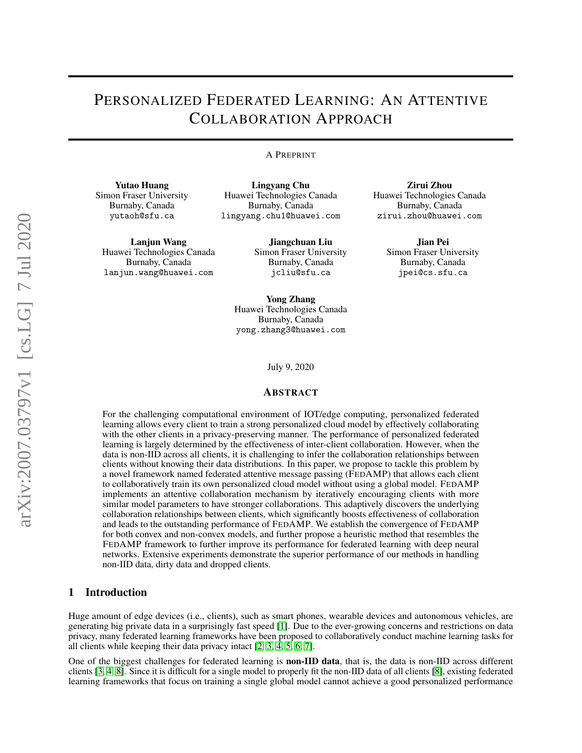# Personalized Federated Learning: An Attentive Collaboration Approach

A Preprint

**Yutao Huang**
Simon Fraser University
Burnaby, Canada
yutaoh@sfu.ca

**Lingyang Chu**
Huawei Technologies Canada
Burnaby, Canada
lingyang.chu1@huawei.com

**Zirui Zhou**
Huawei Technologies Canada
Burnaby, Canada
zirui.zhou@huawei.com

**Lanjun Wang**
Huawei Technologies Canada
Burnaby, Canada
lanjun.wang@huawei.com

**Jiangchuan Liu**
Simon Fraser University
Burnaby, Canada
jcliu@sfu.ca

**Jian Pei**
Simon Fraser University
Burnaby, Canada
jpei@cs.sfu.ca

**Yong Zhang**
Huawei Technologies Canada
Burnaby, Canada
yong.zhang3@huawei.com

July 9, 2020

## Abstract

For the challenging computational environment of IOT/edge computing, personalized federated learning allows every client to train a strong personalized cloud model by effectively collaborating with the other clients in a privacy-preserving manner. The performance of personalized federated learning is largely determined by the effectiveness of inter-client collaboration. However, when the data is non-IID across all clients, it is challenging to infer the collaboration relationships between clients without knowing their data distributions. In this paper, we propose to tackle this problem by a novel framework named federated attentive message passing (FedAMP) that allows each client to collaboratively train its own personalized cloud model without using a global model. FedAMP implements an attentive collaboration mechanism by iteratively encouraging clients with more similar model parameters to have stronger collaborations. This adaptively discovers the underlying collaboration relationships between clients, which significantly boosts effectiveness of collaboration and leads to the outstanding performance of FedAMP. We establish the convergence of FedAMP for both convex and non-convex models, and further propose a heuristic method that resembles the FedAMP framework to further improve its performance for federated learning with deep neural networks. Extensive experiments demonstrate the superior performance of our methods in handling non-IID data, dirty data and dropped clients.

## 1 Introduction

Huge amount of edge devices (i.e., clients), such as smart phones, wearable devices and autonomous vehicles, are generating big private data in a surprisingly fast speed [1]. Due to the ever-growing concerns and restrictions on data privacy, many federated learning frameworks have been proposed to collaboratively conduct machine learning tasks for all clients while keeping their data privacy intact [2, 3, 4, 5, 6, 7].

One of the biggest challenges for federated learning is **non-IID data**, that is, the data is non-IID across different clients [3, 4, 8]. Since it is difficult for a single model to properly fit the non-IID data of all clients [8], existing federated learning frameworks that focus on training a single global model cannot achieve a good personalized performance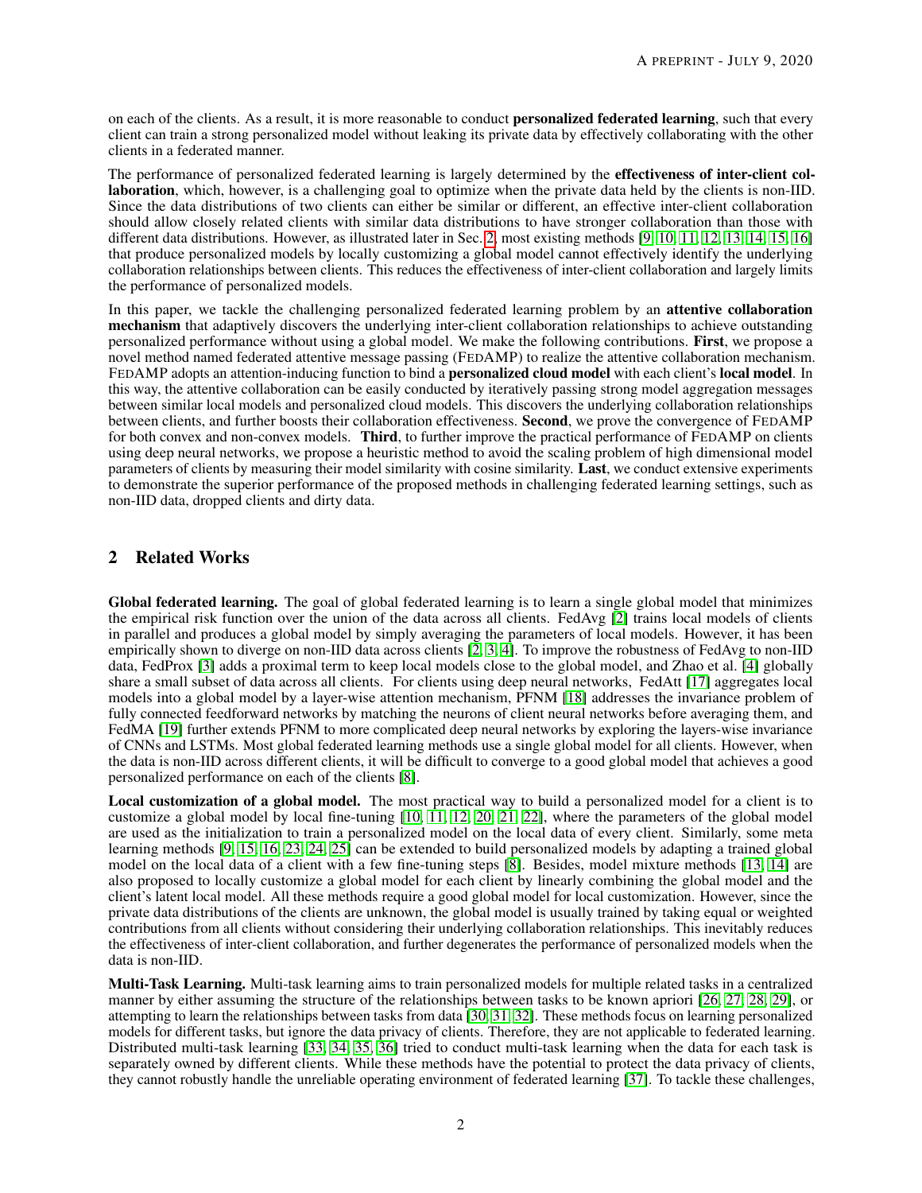on each of the clients. As a result, it is more reasonable to conduct **personalized federated learning**, such that every client can train a strong personalized model without leaking its private data by effectively collaborating with the other clients in a federated manner.

The performance of personalized federated learning is largely determined by the **effectiveness of inter-client collaboration**, which, however, is a challenging goal to optimize when the private data held by the clients is non-IID. Since the data distributions of two clients can either be similar or different, an effective inter-client collaboration should allow closely related clients with similar data distributions to have stronger collaboration than those with different data distributions. However, as illustrated later in Sec. 2, most existing methods [9, 10, 11, 12, 13, 14, 15, 16] that produce personalized models by locally customizing a global model cannot effectively identify the underlying collaboration relationships between clients. This reduces the effectiveness of inter-client collaboration and largely limits the performance of personalized models.

In this paper, we tackle the challenging personalized federated learning problem by an **attentive collaboration mechanism** that adaptively discovers the underlying inter-client collaboration relationships to achieve outstanding personalized performance without using a global model. We make the following contributions. **First**, we propose a novel method named federated attentive message passing (FEDAMP) to realize the attentive collaboration mechanism. FEDAMP adopts an attention-inducing function to bind a **personalized cloud model** with each client's **local model**. In this way, the attentive collaboration can be easily conducted by iteratively passing strong model aggregation messages between similar local models and personalized cloud models. This discovers the underlying collaboration relationships between clients, and further boosts their collaboration effectiveness. **Second**, we prove the convergence of FEDAMP for both convex and non-convex models. **Third**, to further improve the practical performance of FEDAMP on clients using deep neural networks, we propose a heuristic method to avoid the scaling problem of high dimensional model parameters of clients by measuring their model similarity with cosine similarity. **Last**, we conduct extensive experiments to demonstrate the superior performance of the proposed methods in challenging federated learning settings, such as non-IID data, dropped clients and dirty data.

## 2 Related Works

**Global federated learning.** The goal of global federated learning is to learn a single global model that minimizes the empirical risk function over the union of the data across all clients. FedAvg [2] trains local models of clients in parallel and produces a global model by simply averaging the parameters of local models. However, it has been empirically shown to diverge on non-IID data across clients [2, 3, 4]. To improve the robustness of FedAvg to non-IID data, FedProx [3] adds a proximal term to keep local models close to the global model, and Zhao et al. [4] globally share a small subset of data across all clients. For clients using deep neural networks, FedAtt [17] aggregates local models into a global model by a layer-wise attention mechanism, PFNM [18] addresses the invariance problem of fully connected feedforward networks by matching the neurons of client neural networks before averaging them, and FedMA [19] further extends PFNM to more complicated deep neural networks by exploring the layers-wise invariance of CNNs and LSTMs. Most global federated learning methods use a single global model for all clients. However, when the data is non-IID across different clients, it will be difficult to converge to a good global model that achieves a good personalized performance on each of the clients [8].

**Local customization of a global model.** The most practical way to build a personalized model for a client is to customize a global model by local fine-tuning [10, 11, 12, 20, 21, 22], where the parameters of the global model are used as the initialization to train a personalized model on the local data of every client. Similarly, some meta learning methods [9, 15, 16, 23, 24, 25] can be extended to build personalized models by adapting a trained global model on the local data of a client with a few fine-tuning steps [8]. Besides, model mixture methods [13, 14] are also proposed to locally customize a global model for each client by linearly combining the global model and the client's latent local model. All these methods require a good global model for local customization. However, since the private data distributions of the clients are unknown, the global model is usually trained by taking equal or weighted contributions from all clients without considering their underlying collaboration relationships. This inevitably reduces the effectiveness of inter-client collaboration, and further degenerates the performance of personalized models when the data is non-IID.

**Multi-Task Learning.** Multi-task learning aims to train personalized models for multiple related tasks in a centralized manner by either assuming the structure of the relationships between tasks to be known apriori [26, 27, 28, 29], or attempting to learn the relationships between tasks from data [30, 31, 32]. These methods focus on learning personalized models for different tasks, but ignore the data privacy of clients. Therefore, they are not applicable to federated learning. Distributed multi-task learning [33, 34, 35, 36] tried to conduct multi-task learning when the data for each task is separately owned by different clients. While these methods have the potential to protect the data privacy of clients, they cannot robustly handle the unreliable operating environment of federated learning [37]. To tackle these challenges,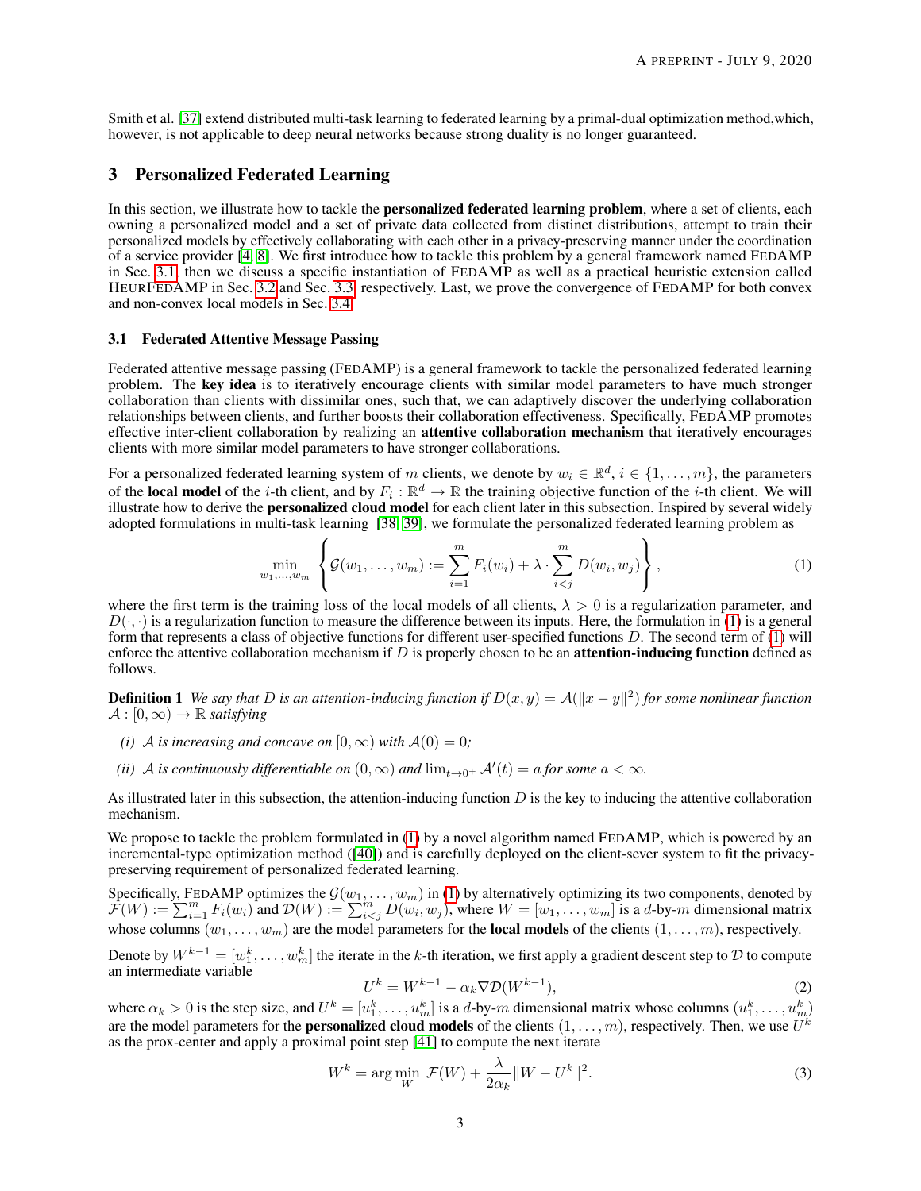Smith et al. [37] extend distributed multi-task learning to federated learning by a primal-dual optimization method,which, however, is not applicable to deep neural networks because strong duality is no longer guaranteed.

## 3 Personalized Federated Learning

In this section, we illustrate how to tackle the **personalized federated learning problem**, where a set of clients, each owning a personalized model and a set of private data collected from distinct distributions, attempt to train their personalized models by effectively collaborating with each other in a privacy-preserving manner under the coordination of a service provider [4, 8]. We first introduce how to tackle this problem by a general framework named FEDAMP in Sec. 3.1, then we discuss a specific instantiation of FEDAMP as well as a practical heuristic extension called HEURFEDAMP in Sec. 3.2 and Sec. 3.3, respectively. Last, we prove the convergence of FEDAMP for both convex and non-convex local models in Sec. 3.4.

### 3.1 Federated Attentive Message Passing

Federated attentive message passing (FEDAMP) is a general framework to tackle the personalized federated learning problem. The **key idea** is to iteratively encourage clients with similar model parameters to have much stronger collaboration than clients with dissimilar ones, such that, we can adaptively discover the underlying collaboration relationships between clients, and further boosts their collaboration effectiveness. Specifically, FEDAMP promotes effective inter-client collaboration by realizing an **attentive collaboration mechanism** that iteratively encourages clients with more similar model parameters to have stronger collaborations.

For a personalized federated learning system of $m$ clients, we denote by $w_i \in \mathbb{R}^d$, $i \in \{1, \ldots, m\}$, the parameters of the **local model** of the $i$-th client, and by $F_i : \mathbb{R}^d \to \mathbb{R}$ the training objective function of the $i$-th client. We will illustrate how to derive the **personalized cloud model** for each client later in this subsection. Inspired by several widely adopted formulations in multi-task learning [38, 39], we formulate the personalized federated learning problem as

$$\min_{w_1, \ldots, w_m} \left\{ \mathcal{G}(w_1, \ldots, w_m) := \sum_{i=1}^{m} F_i(w_i) + \lambda \cdot \sum_{i<j}^{m} D(w_i, w_j) \right\}, \tag{1}$$

where the first term is the training loss of the local models of all clients, $\lambda > 0$ is a regularization parameter, and $D(\cdot, \cdot)$ is a regularization function to measure the difference between its inputs. Here, the formulation in (1) is a general form that represents a class of objective functions for different user-specified functions $D$. The second term of (1) will enforce the attentive collaboration mechanism if $D$ is properly chosen to be an **attention-inducing function** defined as follows.

**Definition 1** *We say that $D$ is an attention-inducing function if $D(x, y) = \mathcal{A}(\|x - y\|^2)$ for some nonlinear function $\mathcal{A} : [0, \infty) \to \mathbb{R}$ satisfying*

- *(i) $\mathcal{A}$ is increasing and concave on $[0, \infty)$ with $\mathcal{A}(0) = 0$;*
- *(ii) $\mathcal{A}$ is continuously differentiable on $(0, \infty)$ and $\lim_{t \to 0^+} \mathcal{A}'(t) = a$ for some $a < \infty$.*

As illustrated later in this subsection, the attention-inducing function $D$ is the key to inducing the attentive collaboration mechanism.

We propose to tackle the problem formulated in (1) by a novel algorithm named FEDAMP, which is powered by an incremental-type optimization method ([40]) and is carefully deployed on the client-sever system to fit the privacy-preserving requirement of personalized federated learning.

Specifically, FEDAMP optimizes the $\mathcal{G}(w_1, \ldots, w_m)$ in (1) by alternatively optimizing its two components, denoted by $\mathcal{F}(W) := \sum_{i=1}^{m} F_i(w_i)$ and $\mathcal{D}(W) := \sum_{i<j}^{m} D(w_i, w_j)$, where $W = [w_1, \ldots, w_m]$ is a $d$-by-$m$ dimensional matrix whose columns $(w_1, \ldots, w_m)$ are the model parameters for the **local models** of the clients $(1, \ldots, m)$, respectively.

Denote by $W^{k-1} = [w_1^k, \ldots, w_m^k]$ the iterate in the $k$-th iteration, we first apply a gradient descent step to $\mathcal{D}$ to compute an intermediate variable

$$U^k = W^{k-1} - \alpha_k \nabla \mathcal{D}(W^{k-1}), \tag{2}$$

where $\alpha_k > 0$ is the step size, and $U^k = [u_1^k, \ldots, u_m^k]$ is a $d$-by-$m$ dimensional matrix whose columns $(u_1^k, \ldots, u_m^k)$ are the model parameters for the **personalized cloud models** of the clients $(1, \ldots, m)$, respectively. Then, we use $U^k$ as the prox-center and apply a proximal point step [41] to compute the next iterate

$$W^k = \arg\min_{W} \ \mathcal{F}(W) + \frac{\lambda}{2\alpha_k} \|W - U^k\|^2. \tag{3}$$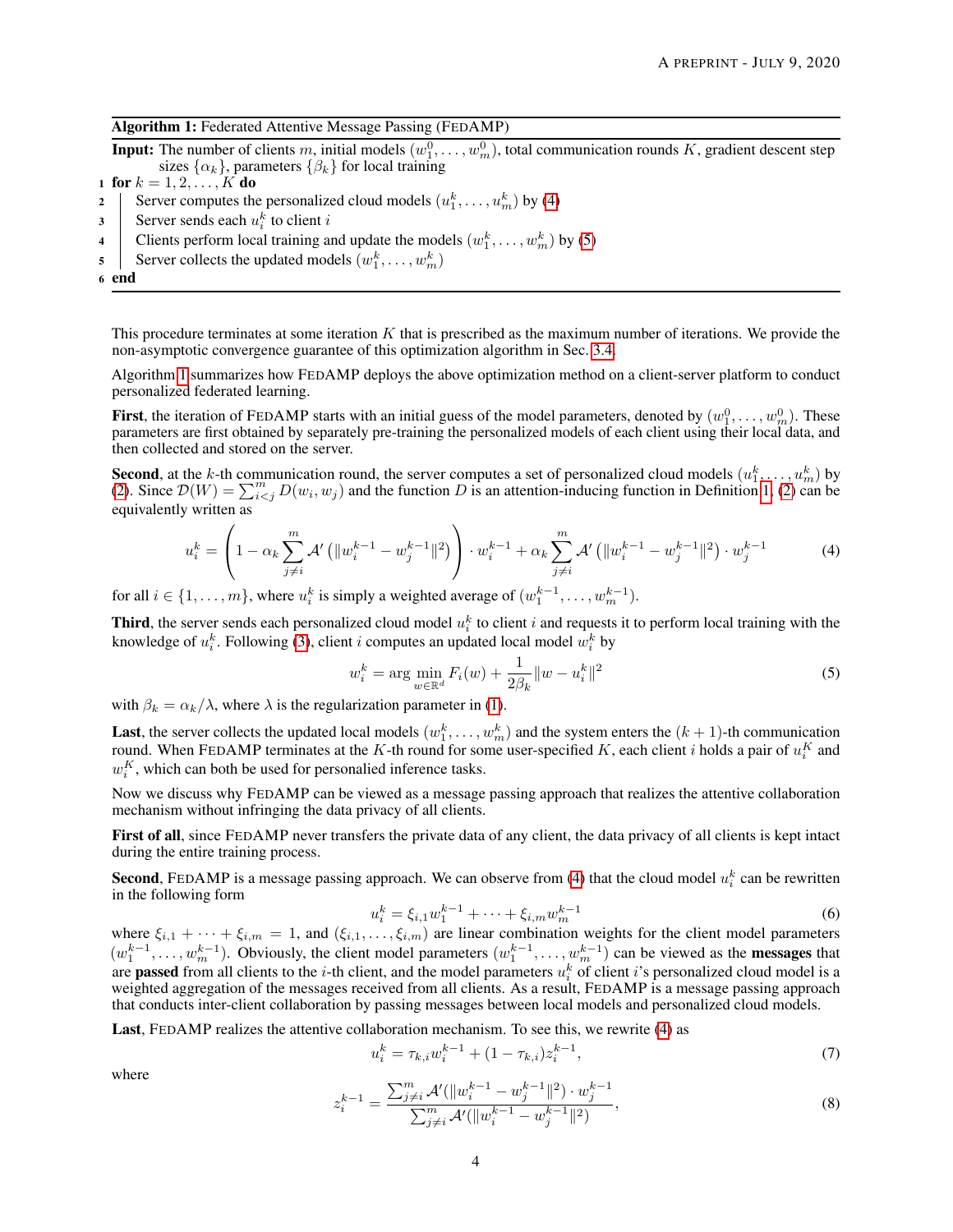**Algorithm 1:** Federated Attentive Message Passing (FEDAMP)

**Input:** The number of clients $m$, initial models $(w_1^0, \ldots, w_m^0)$, total communication rounds $K$, gradient descent step sizes $\{\alpha_k\}$, parameters $\{\beta_k\}$ for local training

```
1 for k = 1, 2, ..., K do
2     Server computes the personalized cloud models (u_1^k, ..., u_m^k) by (4)
3     Server sends each u_i^k to client i
4     Clients perform local training and update the models (w_1^k, ..., w_m^k) by (5)
5     Server collects the updated models (w_1^k, ..., w_m^k)
6 end
```

This procedure terminates at some iteration $K$ that is prescribed as the maximum number of iterations. We provide the non-asymptotic convergence guarantee of this optimization algorithm in Sec. 3.4.

Algorithm 1 summarizes how FEDAMP deploys the above optimization method on a client-server platform to conduct personalized federated learning.

**First**, the iteration of FEDAMP starts with an initial guess of the model parameters, denoted by $(w_1^0, \ldots, w_m^0)$. These parameters are first obtained by separately pre-training the personalized models of each client using their local data, and then collected and stored on the server.

**Second**, at the $k$-th communication round, the server computes a set of personalized cloud models $(u_1^k, \ldots, u_m^k)$ by (2). Since $\mathcal{D}(W) = \sum_{i<j}^m D(w_i, w_j)$ and the function $D$ is an attention-inducing function in Definition 1, (2) can be equivalently written as

$$u_i^k = \left(1 - \alpha_k \sum_{j \neq i}^m \mathcal{A}'\left(\|w_i^{k-1} - w_j^{k-1}\|^2\right)\right) \cdot w_i^{k-1} + \alpha_k \sum_{j \neq i}^m \mathcal{A}'\left(\|w_i^{k-1} - w_j^{k-1}\|^2\right) \cdot w_j^{k-1} \tag{4}$$

for all $i \in \{1, \ldots, m\}$, where $u_i^k$ is simply a weighted average of $(w_1^{k-1}, \ldots, w_m^{k-1})$.

**Third**, the server sends each personalized cloud model $u_i^k$ to client $i$ and requests it to perform local training with the knowledge of $u_i^k$. Following (3), client $i$ computes an updated local model $w_i^k$ by

$$w_i^k = \arg\min_{w \in \mathbb{R}^d} F_i(w) + \frac{1}{2\beta_k}\|w - u_i^k\|^2 \tag{5}$$

with $\beta_k = \alpha_k / \lambda$, where $\lambda$ is the regularization parameter in (1).

**Last**, the server collects the updated local models $(w_1^k, \ldots, w_m^k)$ and the system enters the $(k+1)$-th communication round. When FEDAMP terminates at the $K$-th round for some user-specified $K$, each client $i$ holds a pair of $u_i^K$ and $w_i^K$, which can both be used for personalied inference tasks.

Now we discuss why FEDAMP can be viewed as a message passing approach that realizes the attentive collaboration mechanism without infringing the data privacy of all clients.

**First of all**, since FEDAMP never transfers the private data of any client, the data privacy of all clients is kept intact during the entire training process.

**Second**, FEDAMP is a message passing approach. We can observe from (4) that the cloud model $u_i^k$ can be rewritten in the following form

$$u_i^k = \xi_{i,1} w_1^{k-1} + \cdots + \xi_{i,m} w_m^{k-1} \tag{6}$$

where $\xi_{i,1} + \cdots + \xi_{i,m} = 1$, and $(\xi_{i,1}, \ldots, \xi_{i,m})$ are linear combination weights for the client model parameters $(w_1^{k-1}, \ldots, w_m^{k-1})$. Obviously, the client model parameters $(w_1^{k-1}, \ldots, w_m^{k-1})$ can be viewed as the **messages** that are **passed** from all clients to the $i$-th client, and the model parameters $u_i^k$ of client $i$'s personalized cloud model is a weighted aggregation of the messages received from all clients. As a result, FEDAMP is a message passing approach that conducts inter-client collaboration by passing messages between local models and personalized cloud models.

**Last**, FEDAMP realizes the attentive collaboration mechanism. To see this, we rewrite (4) as

$$u_i^k = \tau_{k,i} w_i^{k-1} + (1 - \tau_{k,i}) z_i^{k-1}, \tag{7}$$

where

$$z_i^{k-1} = \frac{\sum_{j \neq i}^m \mathcal{A}'(\|w_i^{k-1} - w_j^{k-1}\|^2) \cdot w_j^{k-1}}{\sum_{j \neq i}^m \mathcal{A}'(\|w_i^{k-1} - w_j^{k-1}\|^2)}, \tag{8}$$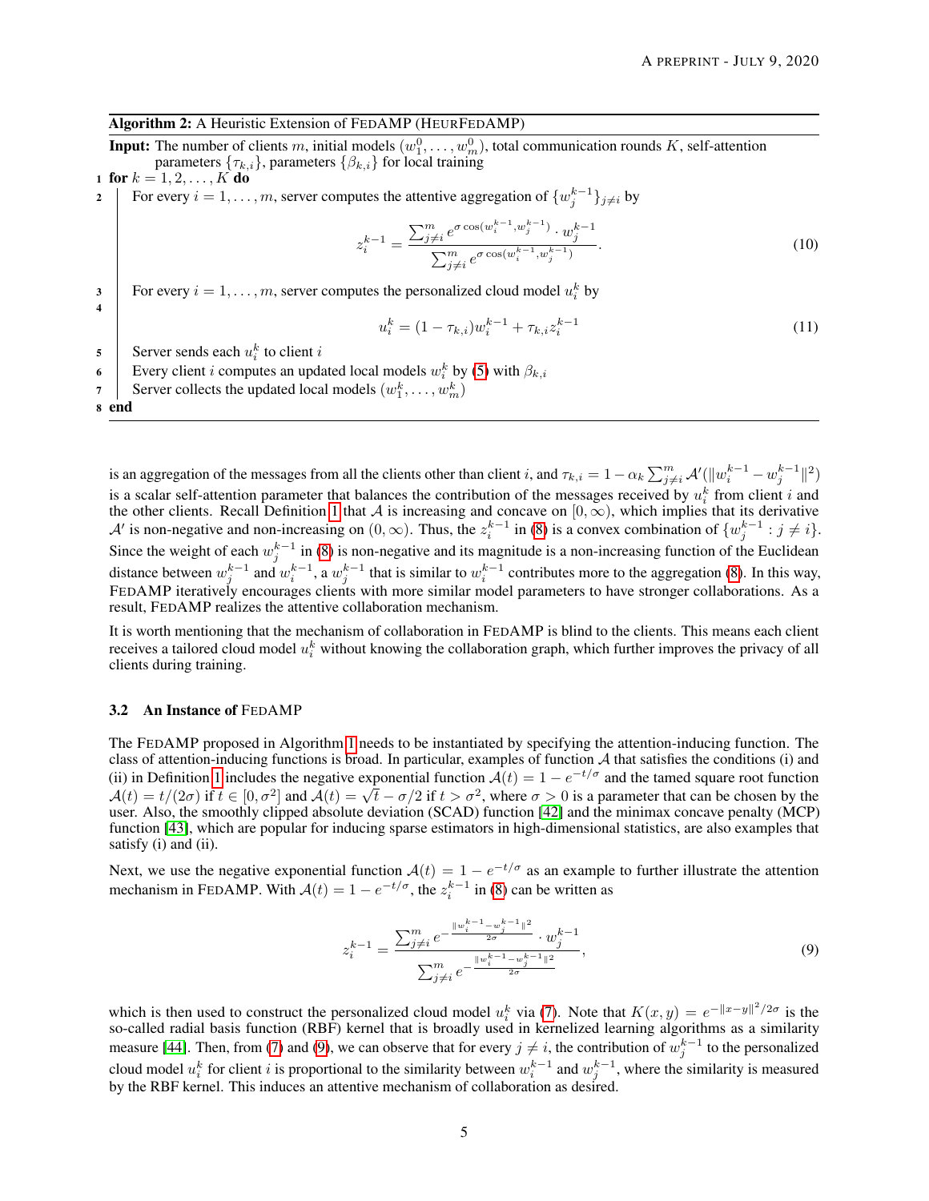**Algorithm 2:** A Heuristic Extension of FedAMP (HeurFedAMP)

**Input:** The number of clients $m$, initial models $(w_1^0, \ldots, w_m^0)$, total communication rounds $K$, self-attention parameters $\{\tau_{k,i}\}$, parameters $\{\beta_{k,i}\}$ for local training

1. **for** $k = 1, 2, \ldots, K$ **do**
2. For every $i = 1, \ldots, m$, server computes the attentive aggregation of $\{w_j^{k-1}\}_{j \neq i}$ by
$$z_i^{k-1} = \frac{\sum_{j \neq i}^m e^{\sigma \cos(w_i^{k-1}, w_j^{k-1})} \cdot w_j^{k-1}}{\sum_{j \neq i}^m e^{\sigma \cos(w_i^{k-1}, w_j^{k-1})}}. \tag{10}$$
3. For every $i = 1, \ldots, m$, server computes the personalized cloud model $u_i^k$ by
4. $$u_i^k = (1 - \tau_{k,i}) w_i^{k-1} + \tau_{k,i} z_i^{k-1} \tag{11}$$
5. Server sends each $u_i^k$ to client $i$
6. Every client $i$ computes an updated local models $w_i^k$ by (5) with $\beta_{k,i}$
7. Server collects the updated local models $(w_1^k, \ldots, w_m^k)$
8. **end**

is an aggregation of the messages from all the clients other than client $i$, and $\tau_{k,i} = 1 - \alpha_k \sum_{j \neq i}^m \mathcal{A}'(\|w_i^{k-1} - w_j^{k-1}\|^2)$ is a scalar self-attention parameter that balances the contribution of the messages received by $u_i^k$ from client $i$ and the other clients. Recall Definition 1 that $\mathcal{A}$ is increasing and concave on $[0, \infty)$, which implies that its derivative $\mathcal{A}'$ is non-negative and non-increasing on $(0, \infty)$. Thus, the $z_i^{k-1}$ in (8) is a convex combination of $\{w_j^{k-1} : j \neq i\}$. Since the weight of each $w_j^{k-1}$ in (8) is non-negative and its magnitude is a non-increasing function of the Euclidean distance between $w_j^{k-1}$ and $w_i^{k-1}$, a $w_j^{k-1}$ that is similar to $w_i^{k-1}$ contributes more to the aggregation (8). In this way, FedAMP iteratively encourages clients with more similar model parameters to have stronger collaborations. As a result, FedAMP realizes the attentive collaboration mechanism.

It is worth mentioning that the mechanism of collaboration in FedAMP is blind to the clients. This means each client receives a tailored cloud model $u_i^k$ without knowing the collaboration graph, which further improves the privacy of all clients during training.

### 3.2 An Instance of FedAMP

The FedAMP proposed in Algorithm 1 needs to be instantiated by specifying the attention-inducing function. The class of attention-inducing functions is broad. In particular, examples of function $\mathcal{A}$ that satisfies the conditions (i) and (ii) in Definition 1 includes the negative exponential function $\mathcal{A}(t) = 1 - e^{-t/\sigma}$ and the tamed square root function $\mathcal{A}(t) = t/(2\sigma)$ if $t \in [0, \sigma^2]$ and $\mathcal{A}(t) = \sqrt{t} - \sigma/2$ if $t > \sigma^2$, where $\sigma > 0$ is a parameter that can be chosen by the user. Also, the smoothly clipped absolute deviation (SCAD) function [42] and the minimax concave penalty (MCP) function [43], which are popular for inducing sparse estimators in high-dimensional statistics, are also examples that satisfy (i) and (ii).

Next, we use the negative exponential function $\mathcal{A}(t) = 1 - e^{-t/\sigma}$ as an example to further illustrate the attention mechanism in FedAMP. With $\mathcal{A}(t) = 1 - e^{-t/\sigma}$, the $z_i^{k-1}$ in (8) can be written as

$$z_i^{k-1} = \frac{\sum_{j \neq i}^m e^{-\frac{\|w_i^{k-1} - w_j^{k-1}\|^2}{2\sigma}} \cdot w_j^{k-1}}{\sum_{j \neq i}^m e^{-\frac{\|w_i^{k-1} - w_j^{k-1}\|^2}{2\sigma}}}, \tag{9}$$

which is then used to construct the personalized cloud model $u_i^k$ via (7). Note that $K(x, y) = e^{-\|x-y\|^2/2\sigma}$ is the so-called radial basis function (RBF) kernel that is broadly used in kernelized learning algorithms as a similarity measure [44]. Then, from (7) and (9), we can observe that for every $j \neq i$, the contribution of $w_j^{k-1}$ to the personalized cloud model $u_i^k$ for client $i$ is proportional to the similarity between $w_i^{k-1}$ and $w_j^{k-1}$, where the similarity is measured by the RBF kernel. This induces an attentive mechanism of collaboration as desired.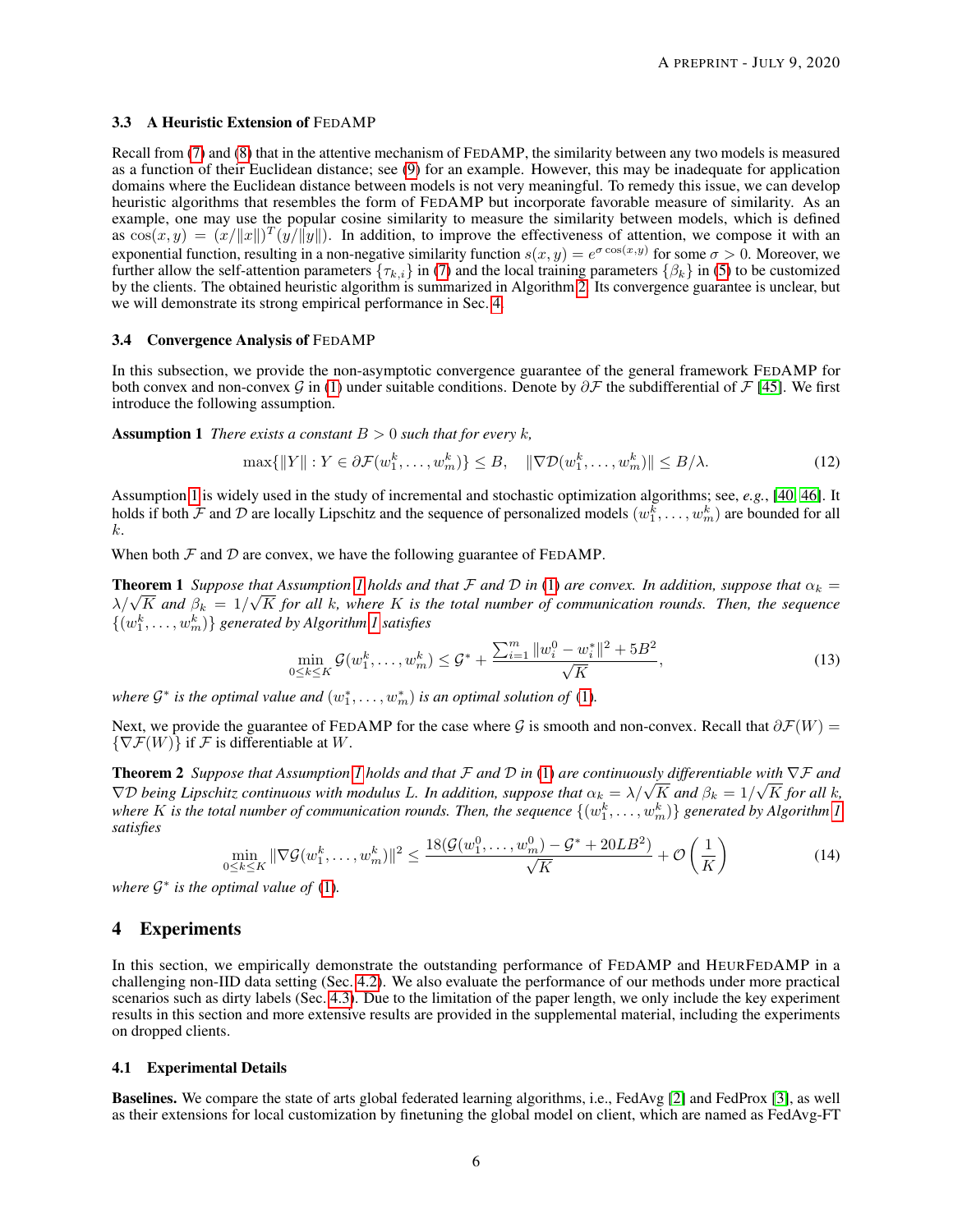### 3.3 A Heuristic Extension of FedAMP

Recall from (7) and (8) that in the attentive mechanism of FedAMP, the similarity between any two models is measured as a function of their Euclidean distance; see (9) for an example. However, this may be inadequate for application domains where the Euclidean distance between models is not very meaningful. To remedy this issue, we can develop heuristic algorithms that resembles the form of FedAMP but incorporate favorable measure of similarity. As an example, one may use the popular cosine similarity to measure the similarity between models, which is defined as $\cos(x, y) = (x/\|x\|)^T(y/\|y\|)$. In addition, to improve the effectiveness of attention, we compose it with an exponential function, resulting in a non-negative similarity function $s(x, y) = e^{\sigma \cos(x,y)}$ for some $\sigma > 0$. Moreover, we further allow the self-attention parameters $\{\tau_{k,i}\}$ in (7) and the local training parameters $\{\beta_k\}$ in (5) to be customized by the clients. The obtained heuristic algorithm is summarized in Algorithm 2. Its convergence guarantee is unclear, but we will demonstrate its strong empirical performance in Sec. 4.

### 3.4 Convergence Analysis of FedAMP

In this subsection, we provide the non-asymptotic convergence guarantee of the general framework FedAMP for both convex and non-convex $\mathcal{G}$ in (1) under suitable conditions. Denote by $\partial\mathcal{F}$ the subdifferential of $\mathcal{F}$ [45]. We first introduce the following assumption.

**Assumption 1** *There exists a constant $B > 0$ such that for every $k$,*

$$\max\{\|Y\| : Y \in \partial\mathcal{F}(w_1^k, \ldots, w_m^k)\} \le B, \quad \|\nabla\mathcal{D}(w_1^k, \ldots, w_m^k)\| \le B/\lambda. \tag{12}$$

Assumption 1 is widely used in the study of incremental and stochastic optimization algorithms; see, *e.g.*, [40, 46]. It holds if both $\mathcal{F}$ and $\mathcal{D}$ are locally Lipschitz and the sequence of personalized models $(w_1^k, \ldots, w_m^k)$ are bounded for all $k$.

When both $\mathcal{F}$ and $\mathcal{D}$ are convex, we have the following guarantee of FedAMP.

**Theorem 1** *Suppose that Assumption 1 holds and that $\mathcal{F}$ and $\mathcal{D}$ in (1) are convex. In addition, suppose that $\alpha_k = \lambda/\sqrt{K}$ and $\beta_k = 1/\sqrt{K}$ for all $k$, where $K$ is the total number of communication rounds. Then, the sequence $\{(w_1^k, \ldots, w_m^k)\}$ generated by Algorithm 1 satisfies*

$$\min_{0\le k\le K} \mathcal{G}(w_1^k, \ldots, w_m^k) \le \mathcal{G}^* + \frac{\sum_{i=1}^m \|w_i^0 - w_i^*\|^2 + 5B^2}{\sqrt{K}}, \tag{13}$$

*where $\mathcal{G}^*$ is the optimal value and $(w_1^*, \ldots, w_m^*)$ is an optimal solution of (1).*

Next, we provide the guarantee of FedAMP for the case where $\mathcal{G}$ is smooth and non-convex. Recall that $\partial\mathcal{F}(W) = \{\nabla\mathcal{F}(W)\}$ if $\mathcal{F}$ is differentiable at $W$.

**Theorem 2** *Suppose that Assumption 1 holds and that $\mathcal{F}$ and $\mathcal{D}$ in (1) are continuously differentiable with $\nabla\mathcal{F}$ and $\nabla\mathcal{D}$ being Lipschitz continuous with modulus $L$. In addition, suppose that $\alpha_k = \lambda/\sqrt{K}$ and $\beta_k = 1/\sqrt{K}$ for all $k$, where $K$ is the total number of communication rounds. Then, the sequence $\{(w_1^k, \ldots, w_m^k)\}$ generated by Algorithm 1 satisfies*

$$\min_{0\le k\le K} \|\nabla\mathcal{G}(w_1^k, \ldots, w_m^k)\|^2 \le \frac{18(\mathcal{G}(w_1^0, \ldots, w_m^0) - \mathcal{G}^* + 20LB^2)}{\sqrt{K}} + \mathcal{O}\left(\frac{1}{K}\right) \tag{14}$$

*where $\mathcal{G}^*$ is the optimal value of (1).*

# 4 Experiments

In this section, we empirically demonstrate the outstanding performance of FedAMP and HeurFedAMP in a challenging non-IID data setting (Sec. 4.2). We also evaluate the performance of our methods under more practical scenarios such as dirty labels (Sec. 4.3). Due to the limitation of the paper length, we only include the key experiment results in this section and more extensive results are provided in the supplemental material, including the experiments on dropped clients.

### 4.1 Experimental Details

**Baselines.** We compare the state of arts global federated learning algorithms, i.e., FedAvg [2] and FedProx [3], as well as their extensions for local customization by finetuning the global model on client, which are named as FedAvg-FT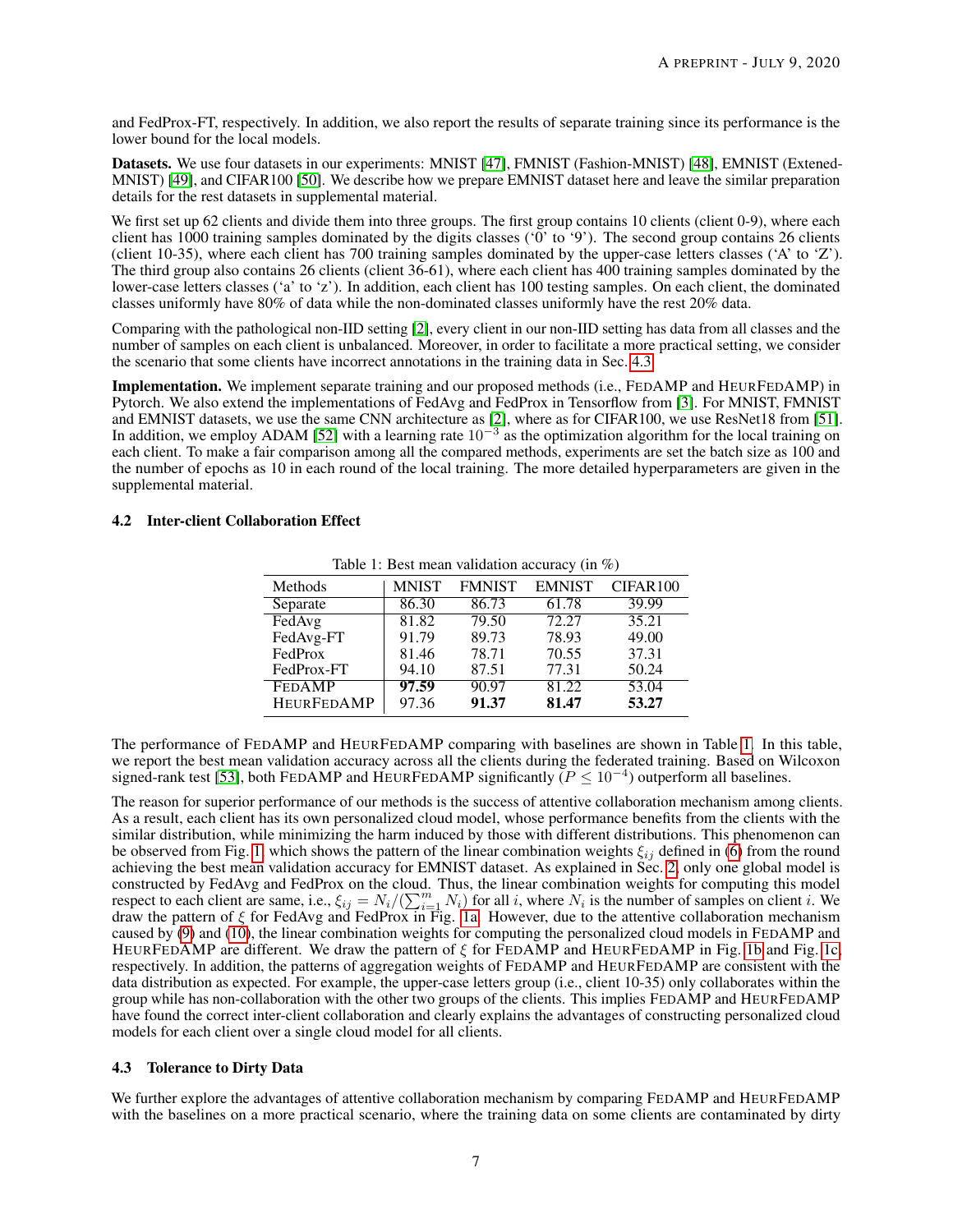and FedProx-FT, respectively. In addition, we also report the results of separate training since its performance is the lower bound for the local models.

**Datasets.** We use four datasets in our experiments: MNIST [47], FMNIST (Fashion-MNIST) [48], EMNIST (Extened-MNIST) [49], and CIFAR100 [50]. We describe how we prepare EMNIST dataset here and leave the similar preparation details for the rest datasets in supplemental material.

We first set up 62 clients and divide them into three groups. The first group contains 10 clients (client 0-9), where each client has 1000 training samples dominated by the digits classes ('0' to '9'). The second group contains 26 clients (client 10-35), where each client has 700 training samples dominated by the upper-case letters classes ('A' to 'Z'). The third group also contains 26 clients (client 36-61), where each client has 400 training samples dominated by the lower-case letters classes ('a' to 'z'). In addition, each client has 100 testing samples. On each client, the dominated classes uniformly have 80% of data while the non-dominated classes uniformly have the rest 20% data.

Comparing with the pathological non-IID setting [2], every client in our non-IID setting has data from all classes and the number of samples on each client is unbalanced. Moreover, in order to facilitate a more practical setting, we consider the scenario that some clients have incorrect annotations in the training data in Sec. 4.3.

**Implementation.** We implement separate training and our proposed methods (i.e., FEDAMP and HEURFEDAMP) in Pytorch. We also extend the implementations of FedAvg and FedProx in Tensorflow from [3]. For MNIST, FMNIST and EMNIST datasets, we use the same CNN architecture as [2], where as for CIFAR100, we use ResNet18 from [51]. In addition, we employ ADAM [52] with a learning rate $10^{-3}$ as the optimization algorithm for the local training on each client. To make a fair comparison among all the compared methods, experiments are set the batch size as 100 and the number of epochs as 10 in each round of the local training. The more detailed hyperparameters are given in the supplemental material.

### 4.2 Inter-client Collaboration Effect

Table 1: Best mean validation accuracy (in %)

| Methods | MNIST | FMNIST | EMNIST | CIFAR100 |
|---|---|---|---|---|
| Separate | 86.30 | 86.73 | 61.78 | 39.99 |
| FedAvg | 81.82 | 79.50 | 72.27 | 35.21 |
| FedAvg-FT | 91.79 | 89.73 | 78.93 | 49.00 |
| FedProx | 81.46 | 78.71 | 70.55 | 37.31 |
| FedProx-FT | 94.10 | 87.51 | 77.31 | 50.24 |
| FEDAMP | **97.59** | 90.97 | 81.22 | 53.04 |
| HEURFEDAMP | 97.36 | **91.37** | **81.47** | **53.27** |

The performance of FEDAMP and HEURFEDAMP comparing with baselines are shown in Table 1. In this table, we report the best mean validation accuracy across all the clients during the federated training. Based on Wilcoxon signed-rank test [53], both FEDAMP and HEURFEDAMP significantly ($P \leq 10^{-4}$) outperform all baselines.

The reason for superior performance of our methods is the success of attentive collaboration mechanism among clients. As a result, each client has its own personalized cloud model, whose performance benefits from the clients with the similar distribution, while minimizing the harm induced by those with different distributions. This phenomenon can be observed from Fig. 1, which shows the pattern of the linear combination weights $\xi_{ij}$ defined in (6) from the round achieving the best mean validation accuracy for EMNIST dataset. As explained in Sec. 2, only one global model is constructed by FedAvg and FedProx on the cloud. Thus, the linear combination weights for computing this model respect to each client are same, i.e., $\xi_{ij} = N_i/(\sum_{i=1}^{m} N_i)$ for all $i$, where $N_i$ is the number of samples on client $i$. We draw the pattern of $\xi$ for FedAvg and FedProx in Fig. 1a. However, due to the attentive collaboration mechanism caused by (9) and (10), the linear combination weights for computing the personalized cloud models in FEDAMP and HEURFEDAMP are different. We draw the pattern of $\xi$ for FEDAMP and HEURFEDAMP in Fig. 1b and Fig. 1c, respectively. In addition, the patterns of aggregation weights of FEDAMP and HEURFEDAMP are consistent with the data distribution as expected. For example, the upper-case letters group (i.e., client 10-35) only collaborates within the group while has non-collaboration with the other two groups of the clients. This implies FEDAMP and HEURFEDAMP have found the correct inter-client collaboration and clearly explains the advantages of constructing personalized cloud models for each client over a single cloud model for all clients.

### 4.3 Tolerance to Dirty Data

We further explore the advantages of attentive collaboration mechanism by comparing FEDAMP and HEURFEDAMP with the baselines on a more practical scenario, where the training data on some clients are contaminated by dirty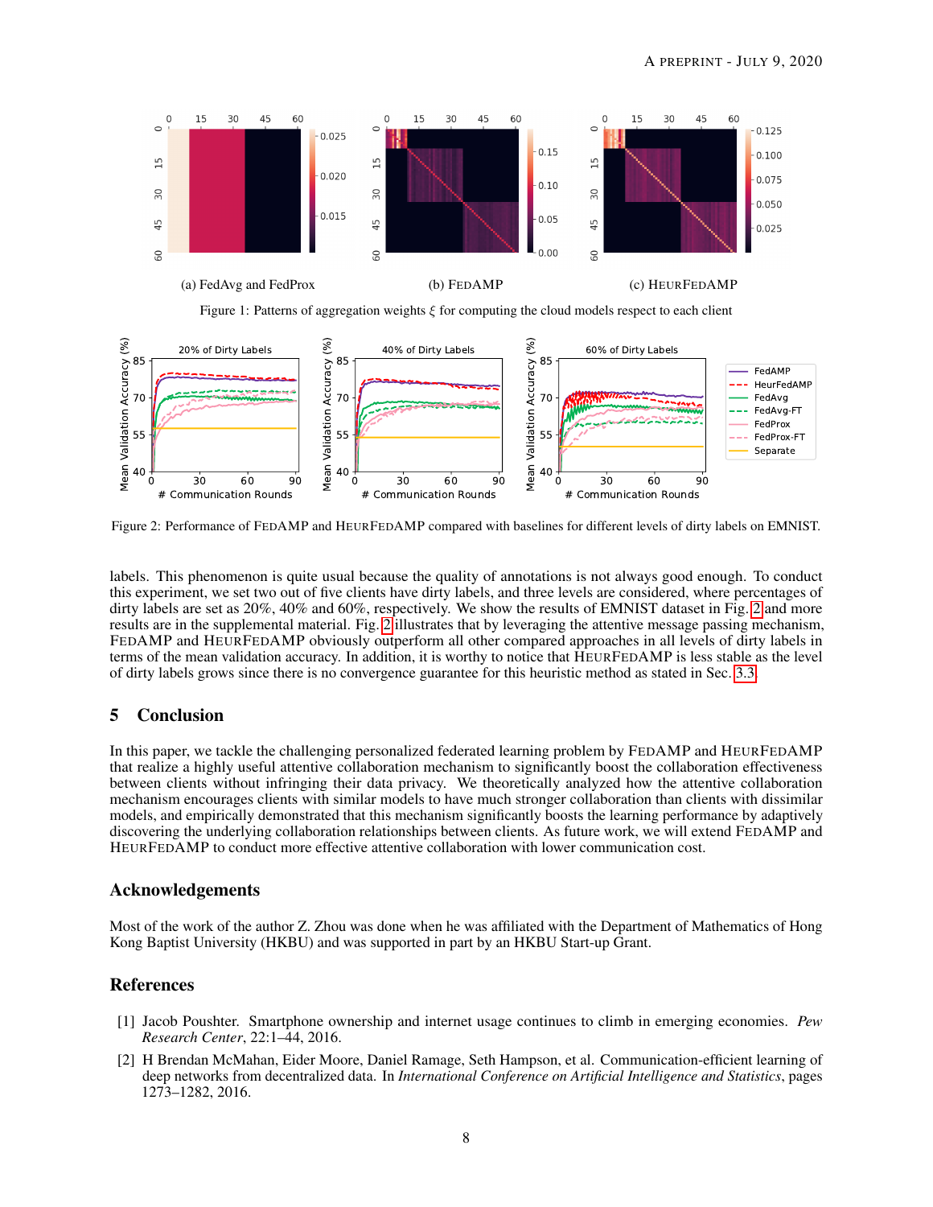Figure 1: Patterns of aggregation weights $\xi$ for computing the cloud models respect to each client

(a) FedAvg and FedProx (b) FEDAMP (c) HEURFEDAMP

Figure 2: Performance of FEDAMP and HEURFEDAMP compared with baselines for different levels of dirty labels on EMNIST.

labels. This phenomenon is quite usual because the quality of annotations is not always good enough. To conduct this experiment, we set two out of five clients have dirty labels, and three levels are considered, where percentages of dirty labels are set as 20%, 40% and 60%, respectively. We show the results of EMNIST dataset in Fig. 2 and more results are in the supplemental material. Fig. 2 illustrates that by leveraging the attentive message passing mechanism, FEDAMP and HEURFEDAMP obviously outperform all other compared approaches in all levels of dirty labels in terms of the mean validation accuracy. In addition, it is worthy to notice that HEURFEDAMP is less stable as the level of dirty labels grows since there is no convergence guarantee for this heuristic method as stated in Sec. 3.3.

## 5 Conclusion

In this paper, we tackle the challenging personalized federated learning problem by FEDAMP and HEURFEDAMP that realize a highly useful attentive collaboration mechanism to significantly boost the collaboration effectiveness between clients without infringing their data privacy. We theoretically analyzed how the attentive collaboration mechanism encourages clients with similar models to have much stronger collaboration than clients with dissimilar models, and empirically demonstrated that this mechanism significantly boosts the learning performance by adaptively discovering the underlying collaboration relationships between clients. As future work, we will extend FEDAMP and HEURFEDAMP to conduct more effective attentive collaboration with lower communication cost.

## Acknowledgements

Most of the work of the author Z. Zhou was done when he was affiliated with the Department of Mathematics of Hong Kong Baptist University (HKBU) and was supported in part by an HKBU Start-up Grant.

## References

[1] Jacob Poushter. Smartphone ownership and internet usage continues to climb in emerging economies. *Pew Research Center*, 22:1–44, 2016.

[2] H Brendan McMahan, Eider Moore, Daniel Ramage, Seth Hampson, et al. Communication-efficient learning of deep networks from decentralized data. In *International Conference on Artificial Intelligence and Statistics*, pages 1273–1282, 2016.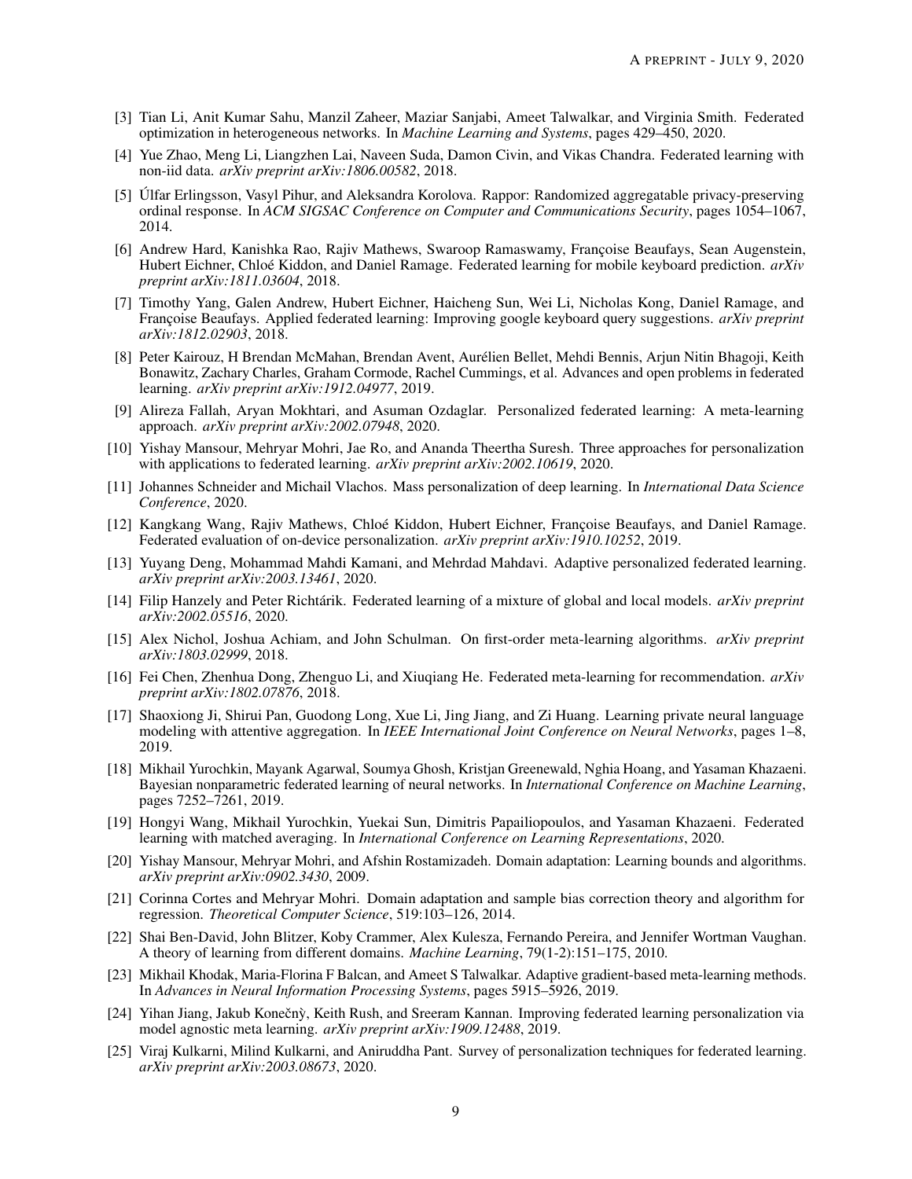[3] Tian Li, Anit Kumar Sahu, Manzil Zaheer, Maziar Sanjabi, Ameet Talwalkar, and Virginia Smith. Federated optimization in heterogeneous networks. In *Machine Learning and Systems*, pages 429–450, 2020.

[4] Yue Zhao, Meng Li, Liangzhen Lai, Naveen Suda, Damon Civin, and Vikas Chandra. Federated learning with non-iid data. *arXiv preprint arXiv:1806.00582*, 2018.

[5] Úlfar Erlingsson, Vasyl Pihur, and Aleksandra Korolova. Rappor: Randomized aggregatable privacy-preserving ordinal response. In *ACM SIGSAC Conference on Computer and Communications Security*, pages 1054–1067, 2014.

[6] Andrew Hard, Kanishka Rao, Rajiv Mathews, Swaroop Ramaswamy, Françoise Beaufays, Sean Augenstein, Hubert Eichner, Chloé Kiddon, and Daniel Ramage. Federated learning for mobile keyboard prediction. *arXiv preprint arXiv:1811.03604*, 2018.

[7] Timothy Yang, Galen Andrew, Hubert Eichner, Haicheng Sun, Wei Li, Nicholas Kong, Daniel Ramage, and Françoise Beaufays. Applied federated learning: Improving google keyboard query suggestions. *arXiv preprint arXiv:1812.02903*, 2018.

[8] Peter Kairouz, H Brendan McMahan, Brendan Avent, Aurélien Bellet, Mehdi Bennis, Arjun Nitin Bhagoji, Keith Bonawitz, Zachary Charles, Graham Cormode, Rachel Cummings, et al. Advances and open problems in federated learning. *arXiv preprint arXiv:1912.04977*, 2019.

[9] Alireza Fallah, Aryan Mokhtari, and Asuman Ozdaglar. Personalized federated learning: A meta-learning approach. *arXiv preprint arXiv:2002.07948*, 2020.

[10] Yishay Mansour, Mehryar Mohri, Jae Ro, and Ananda Theertha Suresh. Three approaches for personalization with applications to federated learning. *arXiv preprint arXiv:2002.10619*, 2020.

[11] Johannes Schneider and Michail Vlachos. Mass personalization of deep learning. In *International Data Science Conference*, 2020.

[12] Kangkang Wang, Rajiv Mathews, Chloé Kiddon, Hubert Eichner, Françoise Beaufays, and Daniel Ramage. Federated evaluation of on-device personalization. *arXiv preprint arXiv:1910.10252*, 2019.

[13] Yuyang Deng, Mohammad Mahdi Kamani, and Mehrdad Mahdavi. Adaptive personalized federated learning. *arXiv preprint arXiv:2003.13461*, 2020.

[14] Filip Hanzely and Peter Richtárik. Federated learning of a mixture of global and local models. *arXiv preprint arXiv:2002.05516*, 2020.

[15] Alex Nichol, Joshua Achiam, and John Schulman. On first-order meta-learning algorithms. *arXiv preprint arXiv:1803.02999*, 2018.

[16] Fei Chen, Zhenhua Dong, Zhenguo Li, and Xiuqiang He. Federated meta-learning for recommendation. *arXiv preprint arXiv:1802.07876*, 2018.

[17] Shaoxiong Ji, Shirui Pan, Guodong Long, Xue Li, Jing Jiang, and Zi Huang. Learning private neural language modeling with attentive aggregation. In *IEEE International Joint Conference on Neural Networks*, pages 1–8, 2019.

[18] Mikhail Yurochkin, Mayank Agarwal, Soumya Ghosh, Kristjan Greenewald, Nghia Hoang, and Yasaman Khazaeni. Bayesian nonparametric federated learning of neural networks. In *International Conference on Machine Learning*, pages 7252–7261, 2019.

[19] Hongyi Wang, Mikhail Yurochkin, Yuekai Sun, Dimitris Papailiopoulos, and Yasaman Khazaeni. Federated learning with matched averaging. In *International Conference on Learning Representations*, 2020.

[20] Yishay Mansour, Mehryar Mohri, and Afshin Rostamizadeh. Domain adaptation: Learning bounds and algorithms. *arXiv preprint arXiv:0902.3430*, 2009.

[21] Corinna Cortes and Mehryar Mohri. Domain adaptation and sample bias correction theory and algorithm for regression. *Theoretical Computer Science*, 519:103–126, 2014.

[22] Shai Ben-David, John Blitzer, Koby Crammer, Alex Kulesza, Fernando Pereira, and Jennifer Wortman Vaughan. A theory of learning from different domains. *Machine Learning*, 79(1-2):151–175, 2010.

[23] Mikhail Khodak, Maria-Florina F Balcan, and Ameet S Talwalkar. Adaptive gradient-based meta-learning methods. In *Advances in Neural Information Processing Systems*, pages 5915–5926, 2019.

[24] Yihan Jiang, Jakub Konečný, Keith Rush, and Sreeram Kannan. Improving federated learning personalization via model agnostic meta learning. *arXiv preprint arXiv:1909.12488*, 2019.

[25] Viraj Kulkarni, Milind Kulkarni, and Aniruddha Pant. Survey of personalization techniques for federated learning. *arXiv preprint arXiv:2003.08673*, 2020.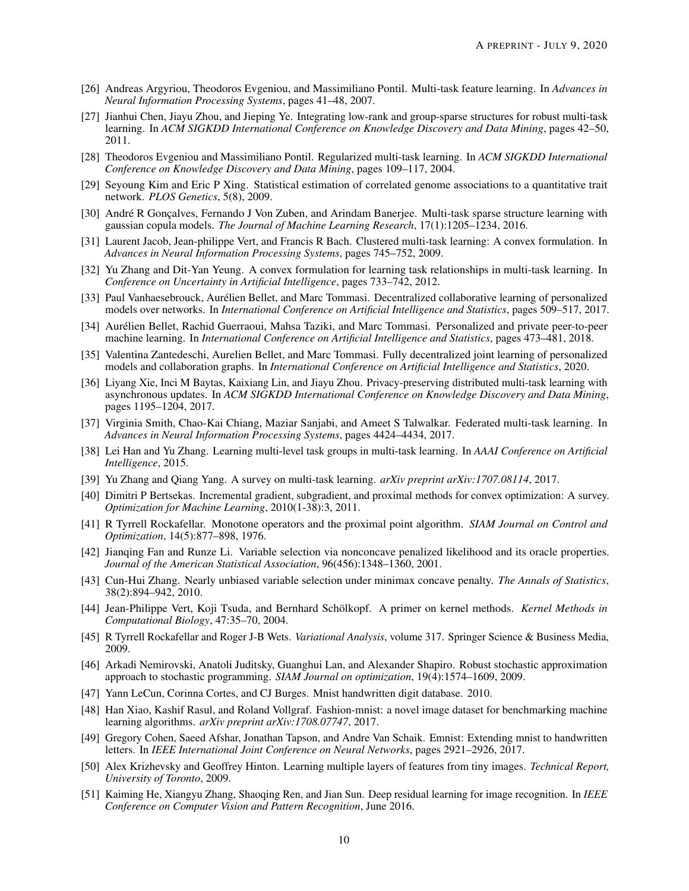[26] Andreas Argyriou, Theodoros Evgeniou, and Massimiliano Pontil. Multi-task feature learning. In *Advances in Neural Information Processing Systems*, pages 41–48, 2007.

[27] Jianhui Chen, Jiayu Zhou, and Jieping Ye. Integrating low-rank and group-sparse structures for robust multi-task learning. In *ACM SIGKDD International Conference on Knowledge Discovery and Data Mining*, pages 42–50, 2011.

[28] Theodoros Evgeniou and Massimiliano Pontil. Regularized multi-task learning. In *ACM SIGKDD International Conference on Knowledge Discovery and Data Mining*, pages 109–117, 2004.

[29] Seyoung Kim and Eric P Xing. Statistical estimation of correlated genome associations to a quantitative trait network. *PLOS Genetics*, 5(8), 2009.

[30] André R Gonçalves, Fernando J Von Zuben, and Arindam Banerjee. Multi-task sparse structure learning with gaussian copula models. *The Journal of Machine Learning Research*, 17(1):1205–1234, 2016.

[31] Laurent Jacob, Jean-philippe Vert, and Francis R Bach. Clustered multi-task learning: A convex formulation. In *Advances in Neural Information Processing Systems*, pages 745–752, 2009.

[32] Yu Zhang and Dit-Yan Yeung. A convex formulation for learning task relationships in multi-task learning. In *Conference on Uncertainty in Artificial Intelligence*, pages 733–742, 2012.

[33] Paul Vanhaesebrouck, Aurélien Bellet, and Marc Tommasi. Decentralized collaborative learning of personalized models over networks. In *International Conference on Artificial Intelligence and Statistics*, pages 509–517, 2017.

[34] Aurélien Bellet, Rachid Guerraoui, Mahsa Taziki, and Marc Tommasi. Personalized and private peer-to-peer machine learning. In *International Conference on Artificial Intelligence and Statistics*, pages 473–481, 2018.

[35] Valentina Zantedeschi, Aurelien Bellet, and Marc Tommasi. Fully decentralized joint learning of personalized models and collaboration graphs. In *International Conference on Artificial Intelligence and Statistics*, 2020.

[36] Liyang Xie, Inci M Baytas, Kaixiang Lin, and Jiayu Zhou. Privacy-preserving distributed multi-task learning with asynchronous updates. In *ACM SIGKDD International Conference on Knowledge Discovery and Data Mining*, pages 1195–1204, 2017.

[37] Virginia Smith, Chao-Kai Chiang, Maziar Sanjabi, and Ameet S Talwalkar. Federated multi-task learning. In *Advances in Neural Information Processing Systems*, pages 4424–4434, 2017.

[38] Lei Han and Yu Zhang. Learning multi-level task groups in multi-task learning. In *AAAI Conference on Artificial Intelligence*, 2015.

[39] Yu Zhang and Qiang Yang. A survey on multi-task learning. *arXiv preprint arXiv:1707.08114*, 2017.

[40] Dimitri P Bertsekas. Incremental gradient, subgradient, and proximal methods for convex optimization: A survey. *Optimization for Machine Learning*, 2010(1-38):3, 2011.

[41] R Tyrrell Rockafellar. Monotone operators and the proximal point algorithm. *SIAM Journal on Control and Optimization*, 14(5):877–898, 1976.

[42] Jianqing Fan and Runze Li. Variable selection via nonconcave penalized likelihood and its oracle properties. *Journal of the American Statistical Association*, 96(456):1348–1360, 2001.

[43] Cun-Hui Zhang. Nearly unbiased variable selection under minimax concave penalty. *The Annals of Statistics*, 38(2):894–942, 2010.

[44] Jean-Philippe Vert, Koji Tsuda, and Bernhard Schölkopf. A primer on kernel methods. *Kernel Methods in Computational Biology*, 47:35–70, 2004.

[45] R Tyrrell Rockafellar and Roger J-B Wets. *Variational Analysis*, volume 317. Springer Science & Business Media, 2009.

[46] Arkadi Nemirovski, Anatoli Juditsky, Guanghui Lan, and Alexander Shapiro. Robust stochastic approximation approach to stochastic programming. *SIAM Journal on optimization*, 19(4):1574–1609, 2009.

[47] Yann LeCun, Corinna Cortes, and CJ Burges. Mnist handwritten digit database. 2010.

[48] Han Xiao, Kashif Rasul, and Roland Vollgraf. Fashion-mnist: a novel image dataset for benchmarking machine learning algorithms. *arXiv preprint arXiv:1708.07747*, 2017.

[49] Gregory Cohen, Saeed Afshar, Jonathan Tapson, and Andre Van Schaik. Emnist: Extending mnist to handwritten letters. In *IEEE International Joint Conference on Neural Networks*, pages 2921–2926, 2017.

[50] Alex Krizhevsky and Geoffrey Hinton. Learning multiple layers of features from tiny images. *Technical Report, University of Toronto*, 2009.

[51] Kaiming He, Xiangyu Zhang, Shaoqing Ren, and Jian Sun. Deep residual learning for image recognition. In *IEEE Conference on Computer Vision and Pattern Recognition*, June 2016.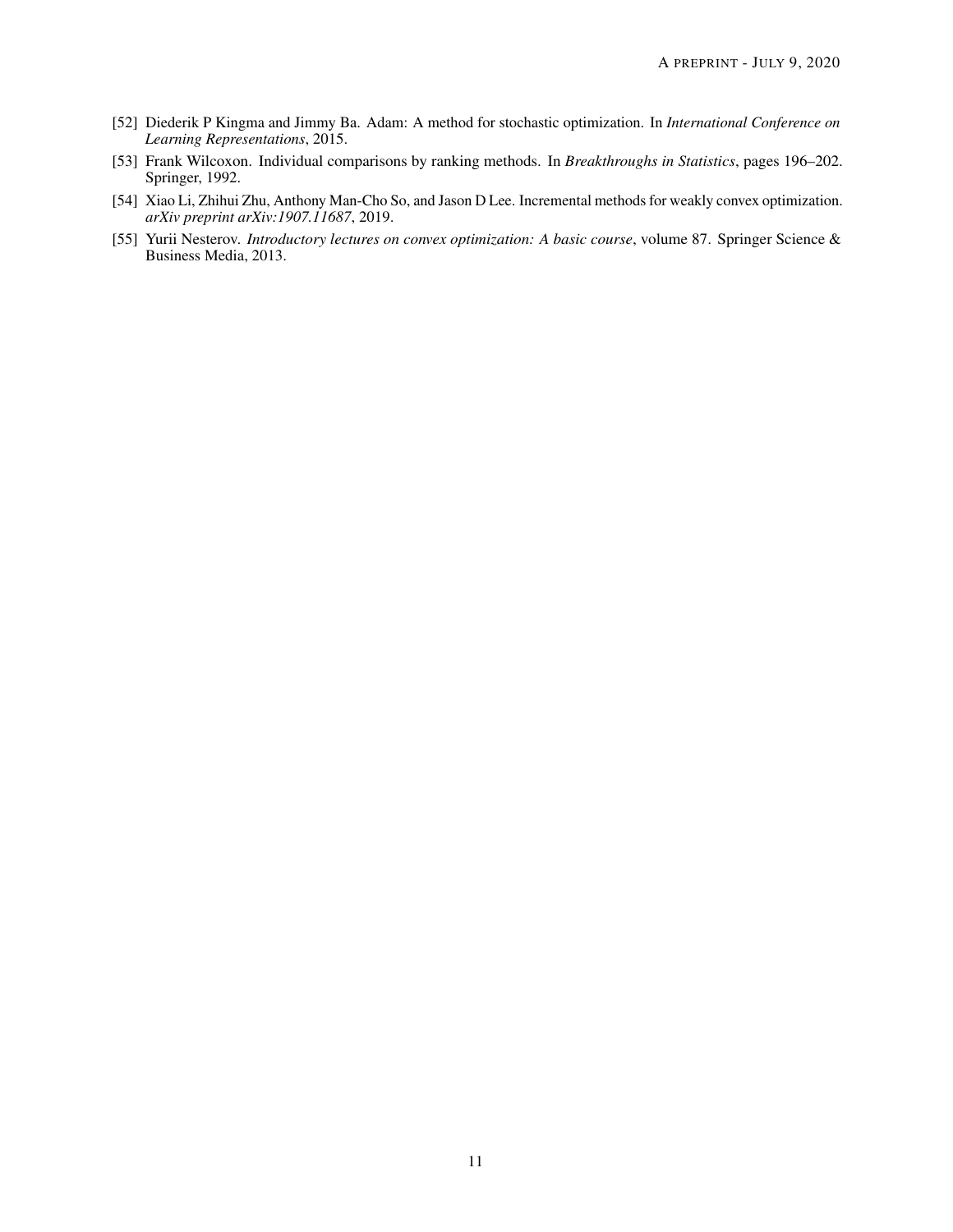[52] Diederik P Kingma and Jimmy Ba. Adam: A method for stochastic optimization. In *International Conference on Learning Representations*, 2015.

[53] Frank Wilcoxon. Individual comparisons by ranking methods. In *Breakthroughs in Statistics*, pages 196–202. Springer, 1992.

[54] Xiao Li, Zhihui Zhu, Anthony Man-Cho So, and Jason D Lee. Incremental methods for weakly convex optimization. *arXiv preprint arXiv:1907.11687*, 2019.

[55] Yurii Nesterov. *Introductory lectures on convex optimization: A basic course*, volume 87. Springer Science & Business Media, 2013.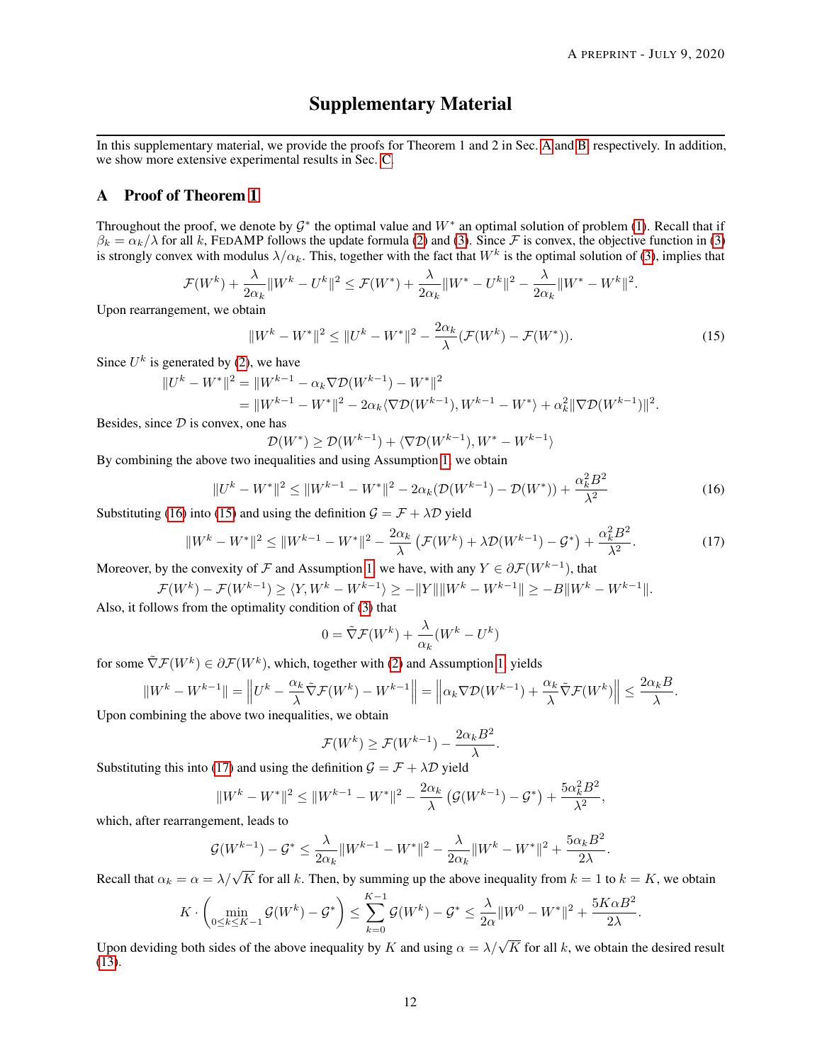# Supplementary Material

In this supplementary material, we provide the proofs for Theorem 1 and 2 in Sec. A and B, respectively. In addition, we show more extensive experimental results in Sec. C.

## A Proof of Theorem 1

Throughout the proof, we denote by $\mathcal{G}^*$ the optimal value and $W^*$ an optimal solution of problem (1). Recall that if $\beta_k = \alpha_k/\lambda$ for all $k$, FedAMP follows the update formula (2) and (3). Since $\mathcal{F}$ is convex, the objective function in (3) is strongly convex with modulus $\lambda/\alpha_k$. This, together with the fact that $W^k$ is the optimal solution of (3), implies that

$$\mathcal{F}(W^k) + \frac{\lambda}{2\alpha_k}\|W^k - U^k\|^2 \leq \mathcal{F}(W^*) + \frac{\lambda}{2\alpha_k}\|W^* - U^k\|^2 - \frac{\lambda}{2\alpha_k}\|W^* - W^k\|^2.$$

Upon rearrangement, we obtain

$$\|W^k - W^*\|^2 \leq \|U^k - W^*\|^2 - \frac{2\alpha_k}{\lambda}(\mathcal{F}(W^k) - \mathcal{F}(W^*)). \tag{15}$$

Since $U^k$ is generated by (2), we have

$$\begin{aligned}
\|U^k - W^*\|^2 &= \|W^{k-1} - \alpha_k \nabla\mathcal{D}(W^{k-1}) - W^*\|^2 \\
&= \|W^{k-1} - W^*\|^2 - 2\alpha_k\langle\nabla\mathcal{D}(W^{k-1}), W^{k-1} - W^*\rangle + \alpha_k^2\|\nabla\mathcal{D}(W^{k-1})\|^2.
\end{aligned}$$

Besides, since $\mathcal{D}$ is convex, one has

$$\mathcal{D}(W^*) \geq \mathcal{D}(W^{k-1}) + \langle\nabla\mathcal{D}(W^{k-1}), W^* - W^{k-1}\rangle$$

By combining the above two inequalities and using Assumption 1, we obtain

$$\|U^k - W^*\|^2 \leq \|W^{k-1} - W^*\|^2 - 2\alpha_k(\mathcal{D}(W^{k-1}) - \mathcal{D}(W^*)) + \frac{\alpha_k^2 B^2}{\lambda^2} \tag{16}$$

Substituting (16) into (15) and using the definition $\mathcal{G} = \mathcal{F} + \lambda\mathcal{D}$ yield

$$\|W^k - W^*\|^2 \leq \|W^{k-1} - W^*\|^2 - \frac{2\alpha_k}{\lambda}\left(\mathcal{F}(W^k) + \lambda\mathcal{D}(W^{k-1}) - \mathcal{G}^*\right) + \frac{\alpha_k^2 B^2}{\lambda^2}. \tag{17}$$

Moreover, by the convexity of $\mathcal{F}$ and Assumption 1, we have, with any $Y \in \partial\mathcal{F}(W^{k-1})$, that

$$\mathcal{F}(W^k) - \mathcal{F}(W^{k-1}) \geq \langle Y, W^k - W^{k-1}\rangle \geq -\|Y\|\|W^k - W^{k-1}\| \geq -B\|W^k - W^{k-1}\|.$$

Also, it follows from the optimality condition of (3) that

$$0 = \tilde{\nabla}\mathcal{F}(W^k) + \frac{\lambda}{\alpha_k}(W^k - U^k)$$

for some $\tilde{\nabla}\mathcal{F}(W^k) \in \partial\mathcal{F}(W^k)$, which, together with (2) and Assumption 1, yields

$$\|W^k - W^{k-1}\| = \left\|U^k - \frac{\alpha_k}{\lambda}\tilde{\nabla}\mathcal{F}(W^k) - W^{k-1}\right\| = \left\|\alpha_k\nabla\mathcal{D}(W^{k-1}) + \frac{\alpha_k}{\lambda}\tilde{\nabla}\mathcal{F}(W^k)\right\| \leq \frac{2\alpha_k B}{\lambda}.$$

Upon combining the above two inequalities, we obtain

$$\mathcal{F}(W^k) \geq \mathcal{F}(W^{k-1}) - \frac{2\alpha_k B^2}{\lambda}.$$

Substituting this into (17) and using the definition $\mathcal{G} = \mathcal{F} + \lambda\mathcal{D}$ yield

$$\|W^k - W^*\|^2 \leq \|W^{k-1} - W^*\|^2 - \frac{2\alpha_k}{\lambda}\left(\mathcal{G}(W^{k-1}) - \mathcal{G}^*\right) + \frac{5\alpha_k^2 B^2}{\lambda^2},$$

which, after rearrangement, leads to

$$\mathcal{G}(W^{k-1}) - \mathcal{G}^* \leq \frac{\lambda}{2\alpha_k}\|W^{k-1} - W^*\|^2 - \frac{\lambda}{2\alpha_k}\|W^k - W^*\|^2 + \frac{5\alpha_k B^2}{2\lambda}.$$

Recall that $\alpha_k = \alpha = \lambda/\sqrt{K}$ for all $k$. Then, by summing up the above inequality from $k = 1$ to $k = K$, we obtain

$$K \cdot \left(\min_{0 \leq k \leq K-1}\mathcal{G}(W^k) - \mathcal{G}^*\right) \leq \sum_{k=0}^{K-1}\mathcal{G}(W^k) - \mathcal{G}^* \leq \frac{\lambda}{2\alpha}\|W^0 - W^*\|^2 + \frac{5K\alpha B^2}{2\lambda}.$$

Upon deviding both sides of the above inequality by $K$ and using $\alpha = \lambda/\sqrt{K}$ for all $k$, we obtain the desired result (13).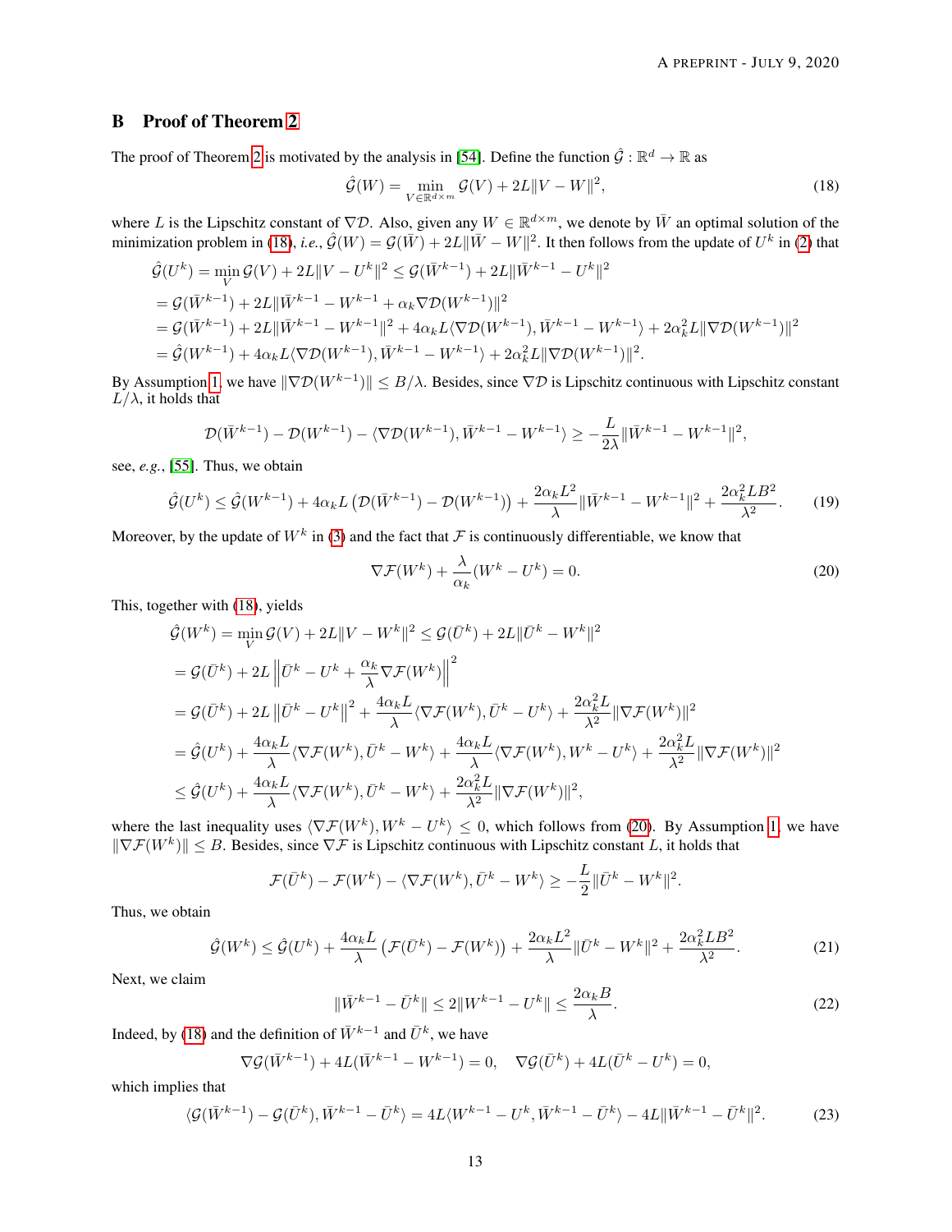## B Proof of Theorem 2

The proof of Theorem 2 is motivated by the analysis in [54]. Define the function $\hat{\mathcal{G}} : \mathbb{R}^d \to \mathbb{R}$ as

$$\hat{\mathcal{G}}(W) = \min_{V \in \mathbb{R}^{d\times m}} \mathcal{G}(V) + 2L\|V - W\|^2, \tag{18}$$

where $L$ is the Lipschitz constant of $\nabla\mathcal{D}$. Also, given any $W \in \mathbb{R}^{d\times m}$, we denote by $\bar{W}$ an optimal solution of the minimization problem in (18), *i.e.*, $\hat{\mathcal{G}}(W) = \mathcal{G}(\bar{W}) + 2L\|\bar{W} - W\|^2$. It then follows from the update of $U^k$ in (2) that

$$\begin{aligned}
\hat{\mathcal{G}}(U^k) &= \min_V \mathcal{G}(V) + 2L\|V - U^k\|^2 \le \mathcal{G}(\bar{W}^{k-1}) + 2L\|\bar{W}^{k-1} - U^k\|^2 \\
&= \mathcal{G}(\bar{W}^{k-1}) + 2L\|\bar{W}^{k-1} - W^{k-1} + \alpha_k \nabla\mathcal{D}(W^{k-1})\|^2 \\
&= \mathcal{G}(\bar{W}^{k-1}) + 2L\|\bar{W}^{k-1} - W^{k-1}\|^2 + 4\alpha_k L\langle \nabla\mathcal{D}(W^{k-1}), \bar{W}^{k-1} - W^{k-1}\rangle + 2\alpha_k^2 L\|\nabla\mathcal{D}(W^{k-1})\|^2 \\
&= \hat{\mathcal{G}}(W^{k-1}) + 4\alpha_k L\langle \nabla\mathcal{D}(W^{k-1}), \bar{W}^{k-1} - W^{k-1}\rangle + 2\alpha_k^2 L\|\nabla\mathcal{D}(W^{k-1})\|^2.
\end{aligned}$$

By Assumption 1, we have $\|\nabla\mathcal{D}(W^{k-1})\| \le B/\lambda$. Besides, since $\nabla\mathcal{D}$ is Lipschitz continuous with Lipschitz constant $L/\lambda$, it holds that

$$\mathcal{D}(\bar{W}^{k-1}) - \mathcal{D}(W^{k-1}) - \langle \nabla\mathcal{D}(W^{k-1}), \bar{W}^{k-1} - W^{k-1}\rangle \ge -\frac{L}{2\lambda}\|\bar{W}^{k-1} - W^{k-1}\|^2,$$

see, *e.g.*, [55]. Thus, we obtain

$$\hat{\mathcal{G}}(U^k) \le \hat{\mathcal{G}}(W^{k-1}) + 4\alpha_k L\left(\mathcal{D}(\bar{W}^{k-1}) - \mathcal{D}(W^{k-1})\right) + \frac{2\alpha_k L^2}{\lambda}\|\bar{W}^{k-1} - W^{k-1}\|^2 + \frac{2\alpha_k^2 LB^2}{\lambda^2}. \tag{19}$$

Moreover, by the update of $W^k$ in (3) and the fact that $\mathcal{F}$ is continuously differentiable, we know that

$$\nabla\mathcal{F}(W^k) + \frac{\lambda}{\alpha_k}(W^k - U^k) = 0. \tag{20}$$

This, together with (18), yields

$$\begin{aligned}
\hat{\mathcal{G}}(W^k) &= \min_V \mathcal{G}(V) + 2L\|V - W^k\|^2 \le \mathcal{G}(\bar{U}^k) + 2L\|\bar{U}^k - W^k\|^2 \\
&= \mathcal{G}(\bar{U}^k) + 2L\left\|\bar{U}^k - U^k + \frac{\alpha_k}{\lambda}\nabla\mathcal{F}(W^k)\right\|^2 \\
&= \mathcal{G}(\bar{U}^k) + 2L\left\|\bar{U}^k - U^k\right\|^2 + \frac{4\alpha_k L}{\lambda}\langle \nabla\mathcal{F}(W^k), \bar{U}^k - U^k\rangle + \frac{2\alpha_k^2 L}{\lambda^2}\|\nabla\mathcal{F}(W^k)\|^2 \\
&= \hat{\mathcal{G}}(U^k) + \frac{4\alpha_k L}{\lambda}\langle \nabla\mathcal{F}(W^k), \bar{U}^k - W^k\rangle + \frac{4\alpha_k L}{\lambda}\langle \nabla\mathcal{F}(W^k), W^k - U^k\rangle + \frac{2\alpha_k^2 L}{\lambda^2}\|\nabla\mathcal{F}(W^k)\|^2 \\
&\le \hat{\mathcal{G}}(U^k) + \frac{4\alpha_k L}{\lambda}\langle \nabla\mathcal{F}(W^k), \bar{U}^k - W^k\rangle + \frac{2\alpha_k^2 L}{\lambda^2}\|\nabla\mathcal{F}(W^k)\|^2,
\end{aligned}$$

where the last inequality uses $\langle \nabla\mathcal{F}(W^k), W^k - U^k\rangle \le 0$, which follows from (20). By Assumption 1, we have $\|\nabla\mathcal{F}(W^k)\| \le B$. Besides, since $\nabla\mathcal{F}$ is Lipschitz continuous with Lipschitz constant $L$, it holds that

$$\mathcal{F}(\bar{U}^k) - \mathcal{F}(W^k) - \langle \nabla\mathcal{F}(W^k), \bar{U}^k - W^k\rangle \ge -\frac{L}{2}\|\bar{U}^k - W^k\|^2.$$

Thus, we obtain

$$\hat{\mathcal{G}}(W^k) \le \hat{\mathcal{G}}(U^k) + \frac{4\alpha_k L}{\lambda}\left(\mathcal{F}(\bar{U}^k) - \mathcal{F}(W^k)\right) + \frac{2\alpha_k L^2}{\lambda}\|\bar{U}^k - W^k\|^2 + \frac{2\alpha_k^2 LB^2}{\lambda^2}. \tag{21}$$

Next, we claim

$$\|\bar{W}^{k-1} - \bar{U}^k\| \le 2\|W^{k-1} - U^k\| \le \frac{2\alpha_k B}{\lambda}. \tag{22}$$

Indeed, by (18) and the definition of $\bar{W}^{k-1}$ and $\bar{U}^k$, we have

$$\nabla\mathcal{G}(\bar{W}^{k-1}) + 4L(\bar{W}^{k-1} - W^{k-1}) = 0, \quad \nabla\mathcal{G}(\bar{U}^k) + 4L(\bar{U}^k - U^k) = 0,$$

which implies that

$$\langle \mathcal{G}(\bar{W}^{k-1}) - \mathcal{G}(\bar{U}^k), \bar{W}^{k-1} - \bar{U}^k\rangle = 4L\langle W^{k-1} - U^k, \bar{W}^{k-1} - \bar{U}^k\rangle - 4L\|\bar{W}^{k-1} - \bar{U}^k\|^2. \tag{23}$$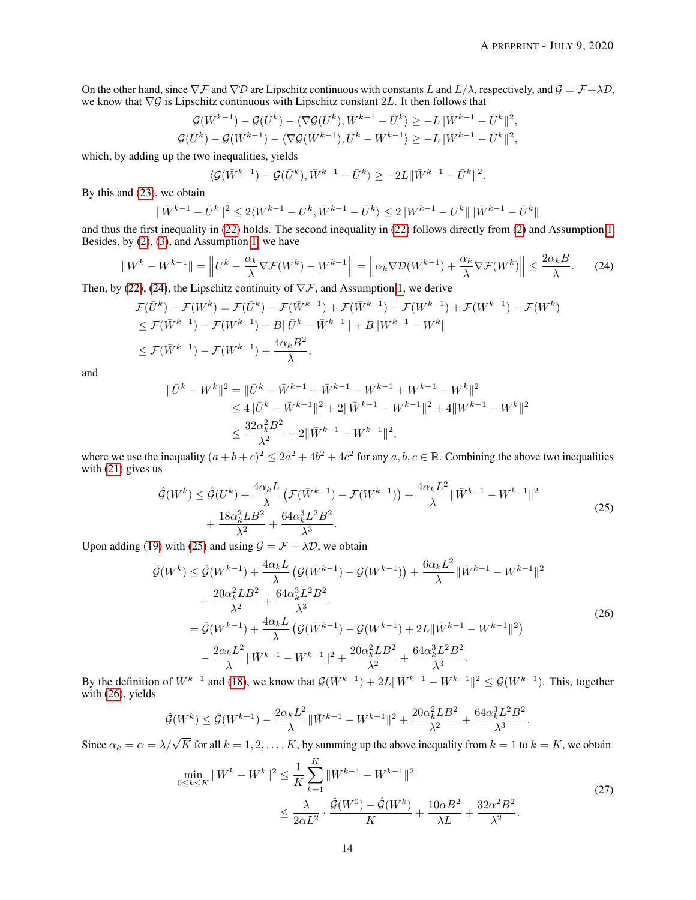On the other hand, since $\nabla\mathcal{F}$ and $\nabla\mathcal{D}$ are Lipschitz continuous with constants $L$ and $L/\lambda$, respectively, and $\mathcal{G} = \mathcal{F} + \lambda\mathcal{D}$, we know that $\nabla\mathcal{G}$ is Lipschitz continuous with Lipschitz constant $2L$. It then follows that

$$\mathcal{G}(\bar{W}^{k-1}) - \mathcal{G}(\bar{U}^k) - \langle \nabla\mathcal{G}(\bar{U}^k), \bar{W}^{k-1} - \bar{U}^k \rangle \geq -L\|\bar{W}^{k-1} - \bar{U}^k\|^2,$$
$$\mathcal{G}(\bar{U}^k) - \mathcal{G}(\bar{W}^{k-1}) - \langle \nabla\mathcal{G}(\bar{W}^{k-1}), \bar{U}^k - \bar{W}^{k-1} \rangle \geq -L\|\bar{W}^{k-1} - \bar{U}^k\|^2,$$

which, by adding up the two inequalities, yields

$$\langle \mathcal{G}(\bar{W}^{k-1}) - \mathcal{G}(\bar{U}^k), \bar{W}^{k-1} - \bar{U}^k \rangle \geq -2L\|\bar{W}^{k-1} - \bar{U}^k\|^2.$$

By this and (23), we obtain

$$\|\bar{W}^{k-1} - \bar{U}^k\|^2 \leq 2\langle W^{k-1} - U^k, \bar{W}^{k-1} - \bar{U}^k \rangle \leq 2\|W^{k-1} - U^k\|\|\bar{W}^{k-1} - \bar{U}^k\|$$

and thus the first inequality in (22) holds. The second inequality in (22) follows directly from (2) and Assumption 1. Besides, by (2), (3), and Assumption 1, we have

$$\|W^k - W^{k-1}\| = \left\| U^k - \frac{\alpha_k}{\lambda}\nabla\mathcal{F}(W^k) - W^{k-1} \right\| = \left\| \alpha_k \nabla\mathcal{D}(W^{k-1}) + \frac{\alpha_k}{\lambda}\nabla\mathcal{F}(W^k) \right\| \leq \frac{2\alpha_k B}{\lambda}. \tag{24}$$

Then, by (22), (24), the Lipschitz continuity of $\nabla\mathcal{F}$, and Assumption 1, we derive

$$\begin{aligned}
&\mathcal{F}(\bar{U}^k) - \mathcal{F}(W^k) = \mathcal{F}(\bar{U}^k) - \mathcal{F}(\bar{W}^{k-1}) + \mathcal{F}(\bar{W}^{k-1}) - \mathcal{F}(W^{k-1}) + \mathcal{F}(W^{k-1}) - \mathcal{F}(W^k) \\
&\leq \mathcal{F}(\bar{W}^{k-1}) - \mathcal{F}(W^{k-1}) + B\|\bar{U}^k - \bar{W}^{k-1}\| + B\|W^{k-1} - W^k\| \\
&\leq \mathcal{F}(\bar{W}^{k-1}) - \mathcal{F}(W^{k-1}) + \frac{4\alpha_k B^2}{\lambda},
\end{aligned}$$

and

$$\begin{aligned}
\|\bar{U}^k - W^k\|^2 &= \|\bar{U}^k - \bar{W}^{k-1} + \bar{W}^{k-1} - W^{k-1} + W^{k-1} - W^k\|^2 \\
&\leq 4\|\bar{U}^k - \bar{W}^{k-1}\|^2 + 2\|\bar{W}^{k-1} - W^{k-1}\|^2 + 4\|W^{k-1} - W^k\|^2 \\
&\leq \frac{32\alpha_k^2 B^2}{\lambda^2} + 2\|\bar{W}^{k-1} - W^{k-1}\|^2,
\end{aligned}$$

where we use the inequality $(a+b+c)^2 \leq 2a^2 + 4b^2 + 4c^2$ for any $a, b, c \in \mathbb{R}$. Combining the above two inequalities with (21) gives us

$$\begin{aligned}
\hat{\mathcal{G}}(W^k) \leq \hat{\mathcal{G}}(U^k) &+ \frac{4\alpha_k L}{\lambda}\left(\mathcal{F}(\bar{W}^{k-1}) - \mathcal{F}(W^{k-1})\right) + \frac{4\alpha_k L^2}{\lambda}\|\bar{W}^{k-1} - W^{k-1}\|^2 \\
&+ \frac{18\alpha_k^2 L B^2}{\lambda^2} + \frac{64\alpha_k^3 L^2 B^2}{\lambda^3}.
\end{aligned} \tag{25}$$

Upon adding (19) with (25) and using $\mathcal{G} = \mathcal{F} + \lambda\mathcal{D}$, we obtain

$$\begin{aligned}
\hat{\mathcal{G}}(W^k) &\leq \hat{\mathcal{G}}(W^{k-1}) + \frac{4\alpha_k L}{\lambda}\left(\mathcal{G}(\bar{W}^{k-1}) - \mathcal{G}(W^{k-1})\right) + \frac{6\alpha_k L^2}{\lambda}\|\bar{W}^{k-1} - W^{k-1}\|^2 \\
&\quad + \frac{20\alpha_k^2 L B^2}{\lambda^2} + \frac{64\alpha_k^3 L^2 B^2}{\lambda^3} \\
&= \hat{\mathcal{G}}(W^{k-1}) + \frac{4\alpha_k L}{\lambda}\left(\mathcal{G}(\bar{W}^{k-1}) - \mathcal{G}(W^{k-1}) + 2L\|\bar{W}^{k-1} - W^{k-1}\|^2\right) \\
&\quad - \frac{2\alpha_k L^2}{\lambda}\|\bar{W}^{k-1} - W^{k-1}\|^2 + \frac{20\alpha_k^2 L B^2}{\lambda^2} + \frac{64\alpha_k^3 L^2 B^2}{\lambda^3}.
\end{aligned} \tag{26}$$

By the definition of $\bar{W}^{k-1}$ and (18), we know that $\mathcal{G}(\bar{W}^{k-1}) + 2L\|\bar{W}^{k-1} - W^{k-1}\|^2 \leq \mathcal{G}(W^{k-1})$. This, together with (26), yields

$$\hat{\mathcal{G}}(W^k) \leq \hat{\mathcal{G}}(W^{k-1}) - \frac{2\alpha_k L^2}{\lambda}\|\bar{W}^{k-1} - W^{k-1}\|^2 + \frac{20\alpha_k^2 L B^2}{\lambda^2} + \frac{64\alpha_k^3 L^2 B^2}{\lambda^3}.$$

Since $\alpha_k = \alpha = \lambda/\sqrt{K}$ for all $k = 1, 2, \ldots, K$, by summing up the above inequality from $k = 1$ to $k = K$, we obtain

$$\begin{aligned}
\min_{0 \leq k \leq K} \|\bar{W}^k - W^k\|^2 &\leq \frac{1}{K}\sum_{k=1}^{K} \|\bar{W}^{k-1} - W^{k-1}\|^2 \\
&\leq \frac{\lambda}{2\alpha L^2} \cdot \frac{\hat{\mathcal{G}}(W^0) - \hat{\mathcal{G}}(W^k)}{K} + \frac{10\alpha B^2}{\lambda L} + \frac{32\alpha^2 B^2}{\lambda^2}.
\end{aligned} \tag{27}$$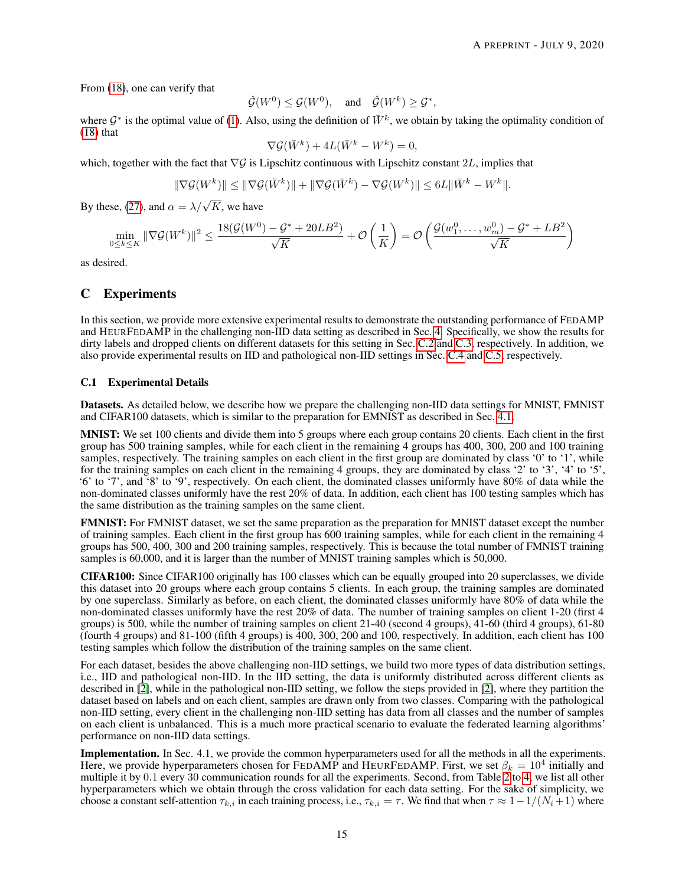From (18), one can verify that

$$\hat{\mathcal{G}}(W^0) \leq \mathcal{G}(W^0), \quad \text{and} \quad \hat{\mathcal{G}}(W^k) \geq \mathcal{G}^*,$$

where $\mathcal{G}^*$ is the optimal value of (1). Also, using the definition of $\bar{W}^k$, we obtain by taking the optimality condition of (18) that

$$\nabla \mathcal{G}(\bar{W}^k) + 4L(\bar{W}^k - W^k) = 0,$$

which, together with the fact that $\nabla \mathcal{G}$ is Lipschitz continuous with Lipschitz constant $2L$, implies that

$$\|\nabla \mathcal{G}(W^k)\| \leq \|\nabla \mathcal{G}(\bar{W}^k)\| + \|\nabla \mathcal{G}(\bar{W}^k) - \nabla \mathcal{G}(W^k)\| \leq 6L\|\bar{W}^k - W^k\|.$$

By these, (27), and $\alpha = \lambda/\sqrt{K}$, we have

$$\min_{0 \leq k \leq K} \|\nabla \mathcal{G}(W^k)\|^2 \leq \frac{18(\mathcal{G}(W^0) - \mathcal{G}^* + 20LB^2)}{\sqrt{K}} + \mathcal{O}\left(\frac{1}{K}\right) = \mathcal{O}\left(\frac{\mathcal{G}(w_1^0, \ldots, w_m^0) - \mathcal{G}^* + LB^2}{\sqrt{K}}\right)$$

as desired.

# C Experiments

In this section, we provide more extensive experimental results to demonstrate the outstanding performance of FedAMP and HeurFedAMP in the challenging non-IID data setting as described in Sec. 4. Specifically, we show the results for dirty labels and dropped clients on different datasets for this setting in Sec. C.2 and C.3, respectively. In addition, we also provide experimental results on IID and pathological non-IID settings in Sec. C.4 and C.5, respectively.

## C.1 Experimental Details

**Datasets.** As detailed below, we describe how we prepare the challenging non-IID data settings for MNIST, FMNIST and CIFAR100 datasets, which is similar to the preparation for EMNIST as described in Sec. 4.1.

**MNIST:** We set 100 clients and divide them into 5 groups where each group contains 20 clients. Each client in the first group has 500 training samples, while for each client in the remaining 4 groups has 400, 300, 200 and 100 training samples, respectively. The training samples on each client in the first group are dominated by class '0' to '1', while for the training samples on each client in the remaining 4 groups, they are dominated by class '2' to '3', '4' to '5', '6' to '7', and '8' to '9', respectively. On each client, the dominated classes uniformly have 80% of data while the non-dominated classes uniformly have the rest 20% of data. In addition, each client has 100 testing samples which has the same distribution as the training samples on the same client.

**FMNIST:** For FMNIST dataset, we set the same preparation as the preparation for MNIST dataset except the number of training samples. Each client in the first group has 600 training samples, while for each client in the remaining 4 groups has 500, 400, 300 and 200 training samples, respectively. This is because the total number of FMNIST training samples is 60,000, and it is larger than the number of MNIST training samples which is 50,000.

**CIFAR100:** Since CIFAR100 originally has 100 classes which can be equally grouped into 20 superclasses, we divide this dataset into 20 groups where each group contains 5 clients. In each group, the training samples are dominated by one superclass. Similarly as before, on each client, the dominated classes uniformly have 80% of data while the non-dominated classes uniformly have the rest 20% of data. The number of training samples on client 1-20 (first 4 groups) is 500, while the number of training samples on client 21-40 (second 4 groups), 41-60 (third 4 groups), 61-80 (fourth 4 groups) and 81-100 (fifth 4 groups) is 400, 300, 200 and 100, respectively. In addition, each client has 100 testing samples which follow the distribution of the training samples on the same client.

For each dataset, besides the above challenging non-IID settings, we build two more types of data distribution settings, i.e., IID and pathological non-IID. In the IID setting, the data is uniformly distributed across different clients as described in [2], while in the pathological non-IID setting, we follow the steps provided in [2], where they partition the dataset based on labels and on each client, samples are drawn only from two classes. Comparing with the pathological non-IID setting, every client in the challenging non-IID setting has data from all classes and the number of samples on each client is unbalanced. This is a much more practical scenario to evaluate the federated learning algorithms' performance on non-IID data settings.

**Implementation.** In Sec. 4.1, we provide the common hyperparameters used for all the methods in all the experiments. Here, we provide hyperparameters chosen for FedAMP and HeurFedAMP. First, we set $\beta_k = 10^4$ initially and multiple it by $0.1$ every 30 communication rounds for all the experiments. Second, from Table 2 to 4, we list all other hyperparameters which we obtain through the cross validation for each data setting. For the sake of simplicity, we choose a constant self-attention $\tau_{k,i}$ in each training process, i.e., $\tau_{k,i} = \tau$. We find that when $\tau \approx 1 - 1/(N_i + 1)$ where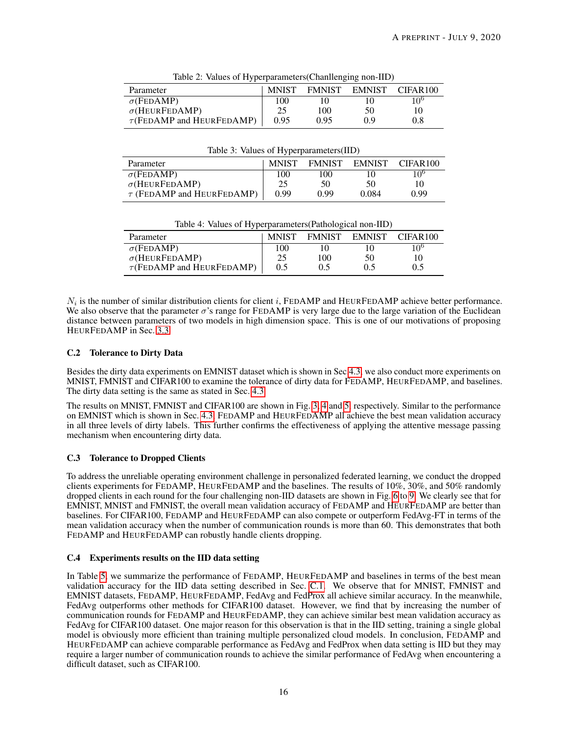Table 2: Values of Hyperparameters(Chanllenging non-IID)

| Parameter | MNIST | FMNIST | EMNIST | CIFAR100 |
|---|---|---|---|---|
| $\sigma$(FEDAMP) | 100 | 10 | 10 | $10^6$ |
| $\sigma$(HEURFEDAMP) | 25 | 100 | 50 | 10 |
| $\tau$(FEDAMP and HEURFEDAMP) | 0.95 | 0.95 | 0.9 | 0.8 |

Table 3: Values of Hyperparameters(IID)

| Parameter | MNIST | FMNIST | EMNIST | CIFAR100 |
|---|---|---|---|---|
| $\sigma$(FEDAMP) | 100 | 100 | 10 | $10^6$ |
| $\sigma$(HEURFEDAMP) | 25 | 50 | 50 | 10 |
| $\tau$ (FEDAMP and HEURFEDAMP) | 0.99 | 0.99 | 0.084 | 0.99 |

Table 4: Values of Hyperparameters(Pathological non-IID)

| Parameter | MNIST | FMNIST | EMNIST | CIFAR100 |
|---|---|---|---|---|
| $\sigma$(FEDAMP) | 100 | 10 | 10 | $10^6$ |
| $\sigma$(HEURFEDAMP) | 25 | 100 | 50 | 10 |
| $\tau$(FEDAMP and HEURFEDAMP) | 0.5 | 0.5 | 0.5 | 0.5 |

$N_i$ is the number of similar distribution clients for client $i$, FEDAMP and HEURFEDAMP achieve better performance. We also observe that the parameter $\sigma$'s range for FEDAMP is very large due to the large variation of the Euclidean distance between parameters of two models in high dimension space. This is one of our motivations of proposing HEURFEDAMP in Sec. 3.3.

### C.2 Tolerance to Dirty Data

Besides the dirty data experiments on EMNIST dataset which is shown in Sec 4.3, we also conduct more experiments on MNIST, FMNIST and CIFAR100 to examine the tolerance of dirty data for FEDAMP, HEURFEDAMP, and baselines. The dirty data setting is the same as stated in Sec. 4.3.

The results on MNIST, FMNIST and CIFAR100 are shown in Fig. 3, 4 and 5, respectively. Similar to the performance on EMNIST which is shown in Sec. 4.3, FEDAMP and HEURFEDAMP all achieve the best mean validation accuracy in all three levels of dirty labels. This further confirms the effectiveness of applying the attentive message passing mechanism when encountering dirty data.

### C.3 Tolerance to Dropped Clients

To address the unreliable operating environment challenge in personalized federated learning, we conduct the dropped clients experiments for FEDAMP, HEURFEDAMP and the baselines. The results of 10%, 30%, and 50% randomly dropped clients in each round for the four challenging non-IID datasets are shown in Fig. 6 to 9. We clearly see that for EMNIST, MNIST and FMNIST, the overall mean validation accuracy of FEDAMP and HEURFEDAMP are better than baselines. For CIFAR100, FEDAMP and HEURFEDAMP can also compete or outperform FedAvg-FT in terms of the mean validation accuracy when the number of communication rounds is more than 60. This demonstrates that both FEDAMP and HEURFEDAMP can robustly handle clients dropping.

### C.4 Experiments results on the IID data setting

In Table 5, we summarize the performance of FEDAMP, HEURFEDAMP and baselines in terms of the best mean validation accuracy for the IID data setting described in Sec. C.1. We observe that for MNIST, FMNIST and EMNIST datasets, FEDAMP, HEURFEDAMP, FedAvg and FedProx all achieve similar accuracy. In the meanwhile, FedAvg outperforms other methods for CIFAR100 dataset. However, we find that by increasing the number of communication rounds for FEDAMP and HEURFEDAMP, they can achieve similar best mean validation accuracy as FedAvg for CIFAR100 dataset. One major reason for this observation is that in the IID setting, training a single global model is obviously more efficient than training multiple personalized cloud models. In conclusion, FEDAMP and HEURFEDAMP can achieve comparable performance as FedAvg and FedProx when data setting is IID but they may require a larger number of communication rounds to achieve the similar performance of FedAvg when encountering a difficult dataset, such as CIFAR100.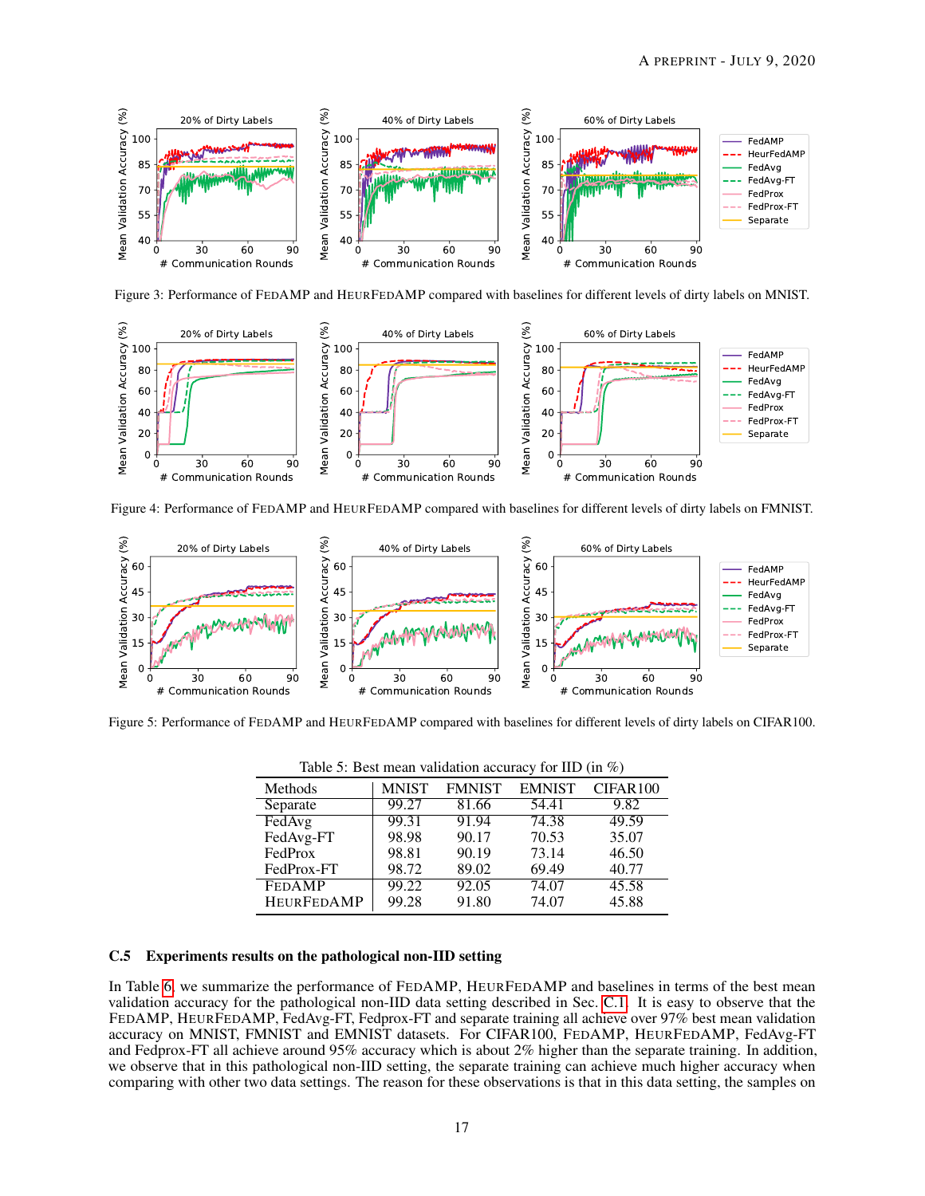Figure 3: Performance of FEDAMP and HEURFEDAMP compared with baselines for different levels of dirty labels on MNIST.

Figure 4: Performance of FEDAMP and HEURFEDAMP compared with baselines for different levels of dirty labels on FMNIST.

Figure 5: Performance of FEDAMP and HEURFEDAMP compared with baselines for different levels of dirty labels on CIFAR100.

Table 5: Best mean validation accuracy for IID (in %)

| Methods | MNIST | FMNIST | EMNIST | CIFAR100 |
|---|---|---|---|---|
| Separate | 99.27 | 81.66 | 54.41 | 9.82 |
| FedAvg | 99.31 | 91.94 | 74.38 | 49.59 |
| FedAvg-FT | 98.98 | 90.17 | 70.53 | 35.07 |
| FedProx | 98.81 | 90.19 | 73.14 | 46.50 |
| FedProx-FT | 98.72 | 89.02 | 69.49 | 40.77 |
| FEDAMP | 99.22 | 92.05 | 74.07 | 45.58 |
| HEURFEDAMP | 99.28 | 91.80 | 74.07 | 45.88 |

### C.5 Experiments results on the pathological non-IID setting

In Table 6, we summarize the performance of FEDAMP, HEURFEDAMP and baselines in terms of the best mean validation accuracy for the pathological non-IID data setting described in Sec. C.1. It is easy to observe that the FEDAMP, HEURFEDAMP, FedAvg-FT, Fedprox-FT and separate training all achieve over 97% best mean validation accuracy on MNIST, FMNIST and EMNIST datasets. For CIFAR100, FEDAMP, HEURFEDAMP, FedAvg-FT and Fedprox-FT all achieve around 95% accuracy which is about 2% higher than the separate training. In addition, we observe that in this pathological non-IID setting, the separate training can achieve much higher accuracy when comparing with other two data settings. The reason for these observations is that in this data setting, the samples on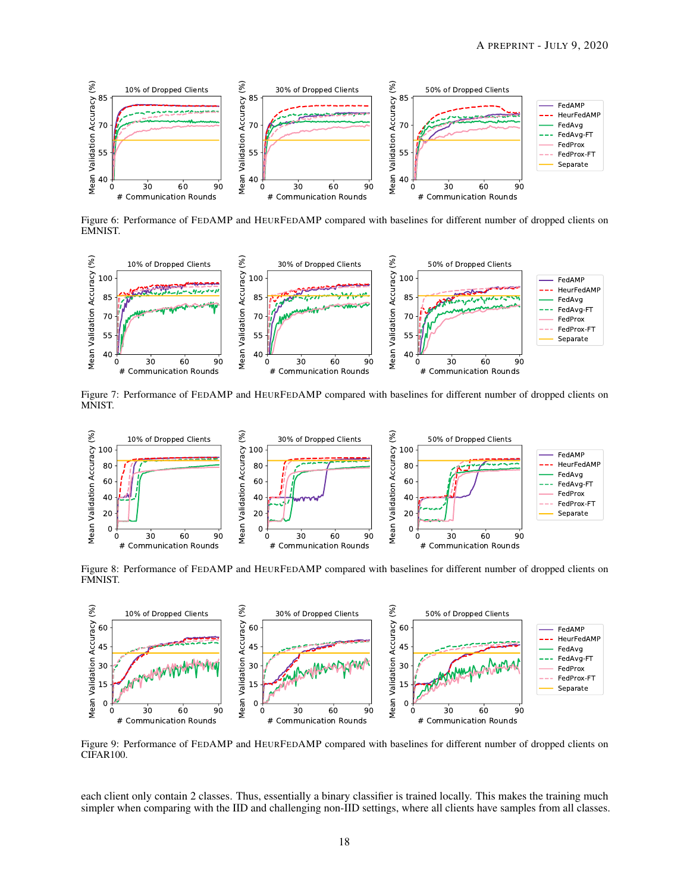Figure 6: Performance of FedAMP and HeurFedAMP compared with baselines for different number of dropped clients on EMNIST.

Figure 7: Performance of FedAMP and HeurFedAMP compared with baselines for different number of dropped clients on MNIST.

Figure 8: Performance of FedAMP and HeurFedAMP compared with baselines for different number of dropped clients on FMNIST.

Figure 9: Performance of FedAMP and HeurFedAMP compared with baselines for different number of dropped clients on CIFAR100.

each client only contain 2 classes. Thus, essentially a binary classifier is trained locally. This makes the training much simpler when comparing with the IID and challenging non-IID settings, where all clients have samples from all classes.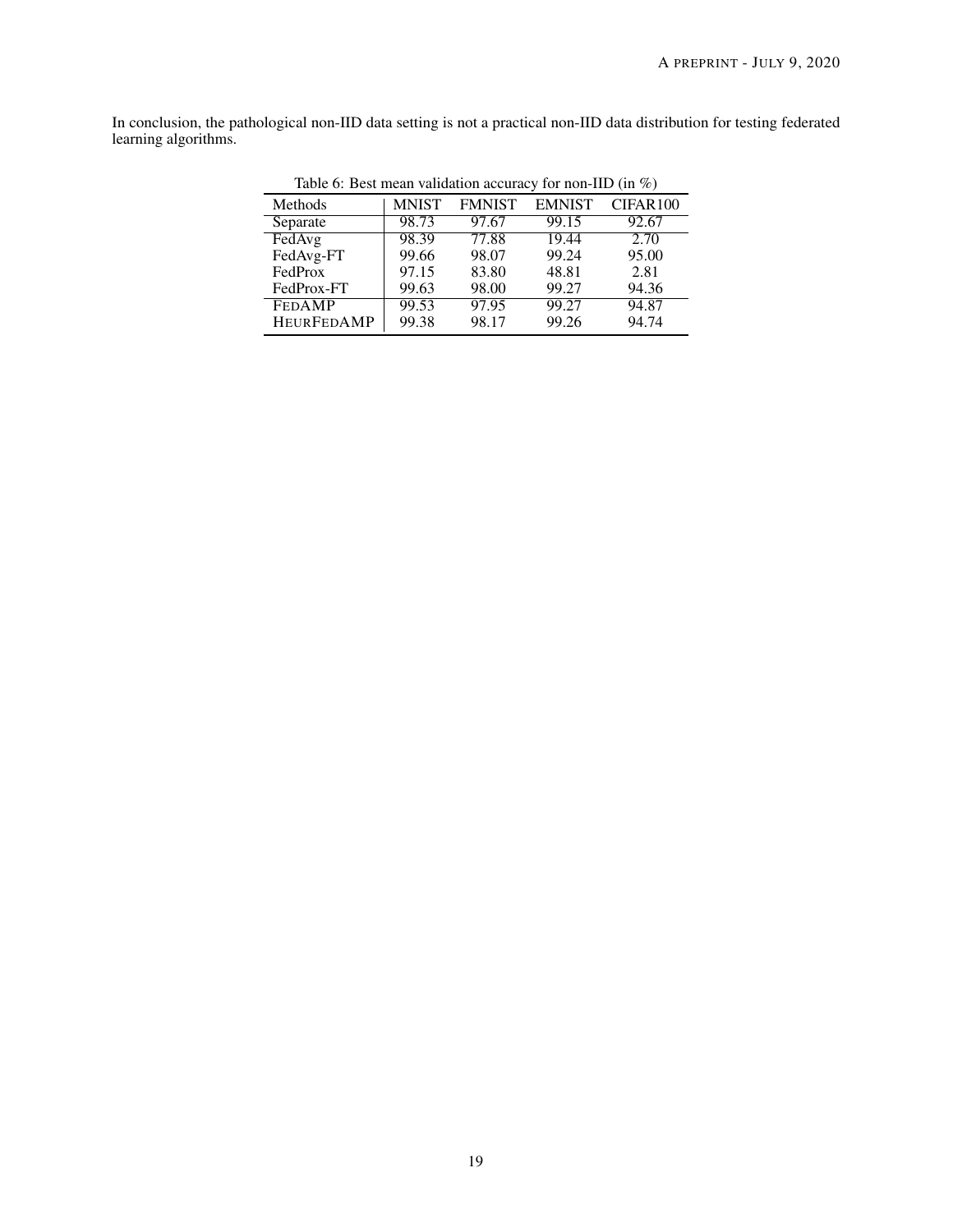In conclusion, the pathological non-IID data setting is not a practical non-IID data distribution for testing federated learning algorithms.

Table 6: Best mean validation accuracy for non-IID (in %)

| Methods | MNIST | FMNIST | EMNIST | CIFAR100 |
|---|---|---|---|---|
| Separate | 98.73 | 97.67 | 99.15 | 92.67 |
| FedAvg | 98.39 | 77.88 | 19.44 | 2.70 |
| FedAvg-FT | 99.66 | 98.07 | 99.24 | 95.00 |
| FedProx | 97.15 | 83.80 | 48.81 | 2.81 |
| FedProx-FT | 99.63 | 98.00 | 99.27 | 94.36 |
| FEDAMP | 99.53 | 97.95 | 99.27 | 94.87 |
| HEURFEDAMP | 99.38 | 98.17 | 99.26 | 94.74 |